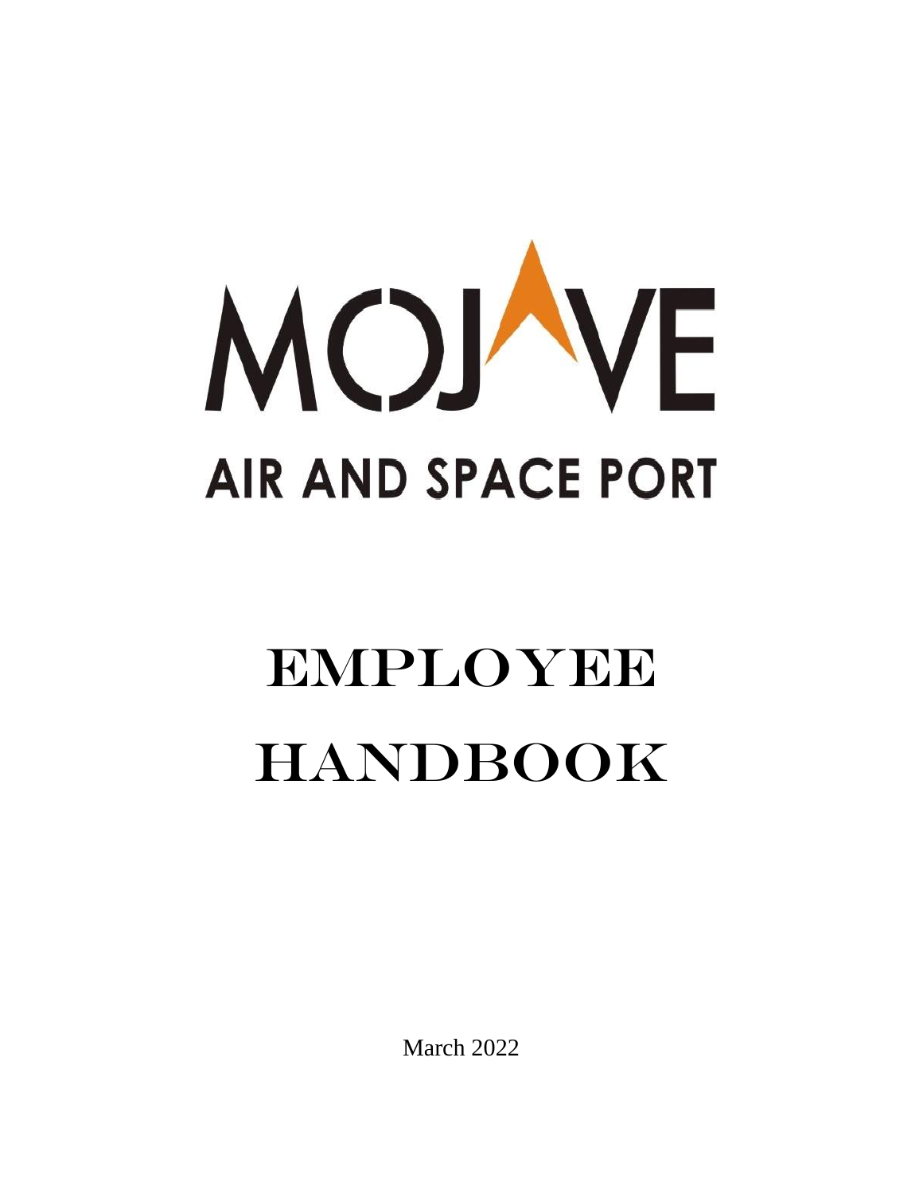# MOJAVE

## AIR AND SPACE PORT

# EMPLOYEE HANDBOOK

March 2022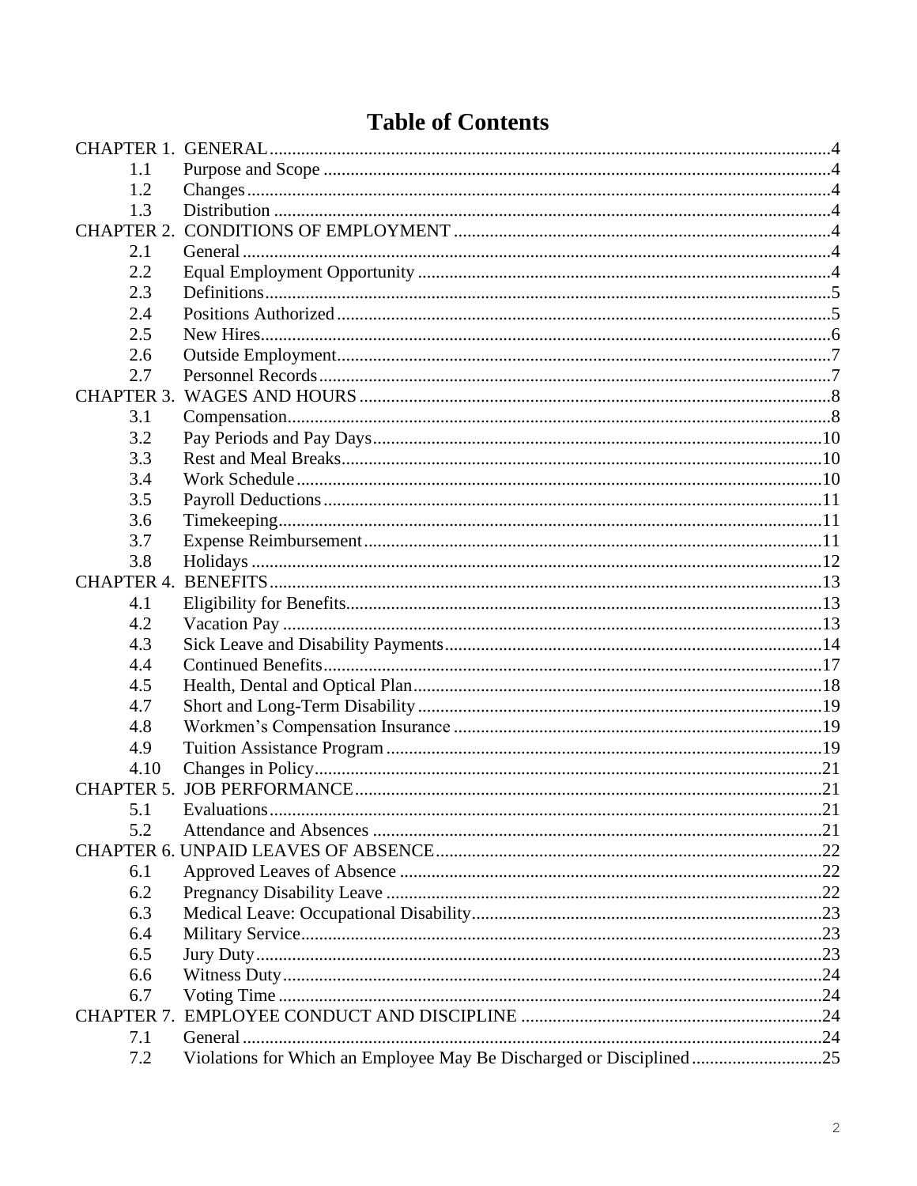# Table of Contents

CHAPTER 1. GENERAL ........ 4
- 1.1 Purpose and Scope ........ 4
- 1.2 Changes ........ 4
- 1.3 Distribution ........ 4

CHAPTER 2. CONDITIONS OF EMPLOYMENT ........ 4
- 2.1 General ........ 4
- 2.2 Equal Employment Opportunity ........ 4
- 2.3 Definitions ........ 5
- 2.4 Positions Authorized ........ 5
- 2.5 New Hires ........ 6
- 2.6 Outside Employment ........ 7
- 2.7 Personnel Records ........ 7

CHAPTER 3. WAGES AND HOURS ........ 8
- 3.1 Compensation ........ 8
- 3.2 Pay Periods and Pay Days ........ 10
- 3.3 Rest and Meal Breaks ........ 10
- 3.4 Work Schedule ........ 10
- 3.5 Payroll Deductions ........ 11
- 3.6 Timekeeping ........ 11
- 3.7 Expense Reimbursement ........ 11
- 3.8 Holidays ........ 12

CHAPTER 4. BENEFITS ........ 13
- 4.1 Eligibility for Benefits ........ 13
- 4.2 Vacation Pay ........ 13
- 4.3 Sick Leave and Disability Payments ........ 14
- 4.4 Continued Benefits ........ 17
- 4.5 Health, Dental and Optical Plan ........ 18
- 4.7 Short and Long-Term Disability ........ 19
- 4.8 Workmen’s Compensation Insurance ........ 19
- 4.9 Tuition Assistance Program ........ 19
- 4.10 Changes in Policy ........ 21

CHAPTER 5. JOB PERFORMANCE ........ 21
- 5.1 Evaluations ........ 21
- 5.2 Attendance and Absences ........ 21

CHAPTER 6. UNPAID LEAVES OF ABSENCE ........ 22
- 6.1 Approved Leaves of Absence ........ 22
- 6.2 Pregnancy Disability Leave ........ 22
- 6.3 Medical Leave: Occupational Disability ........ 23
- 6.4 Military Service ........ 23
- 6.5 Jury Duty ........ 23
- 6.6 Witness Duty ........ 24
- 6.7 Voting Time ........ 24

CHAPTER 7. EMPLOYEE CONDUCT AND DISCIPLINE ........ 24
- 7.1 General ........ 24
- 7.2 Violations for Which an Employee May Be Discharged or Disciplined ........ 25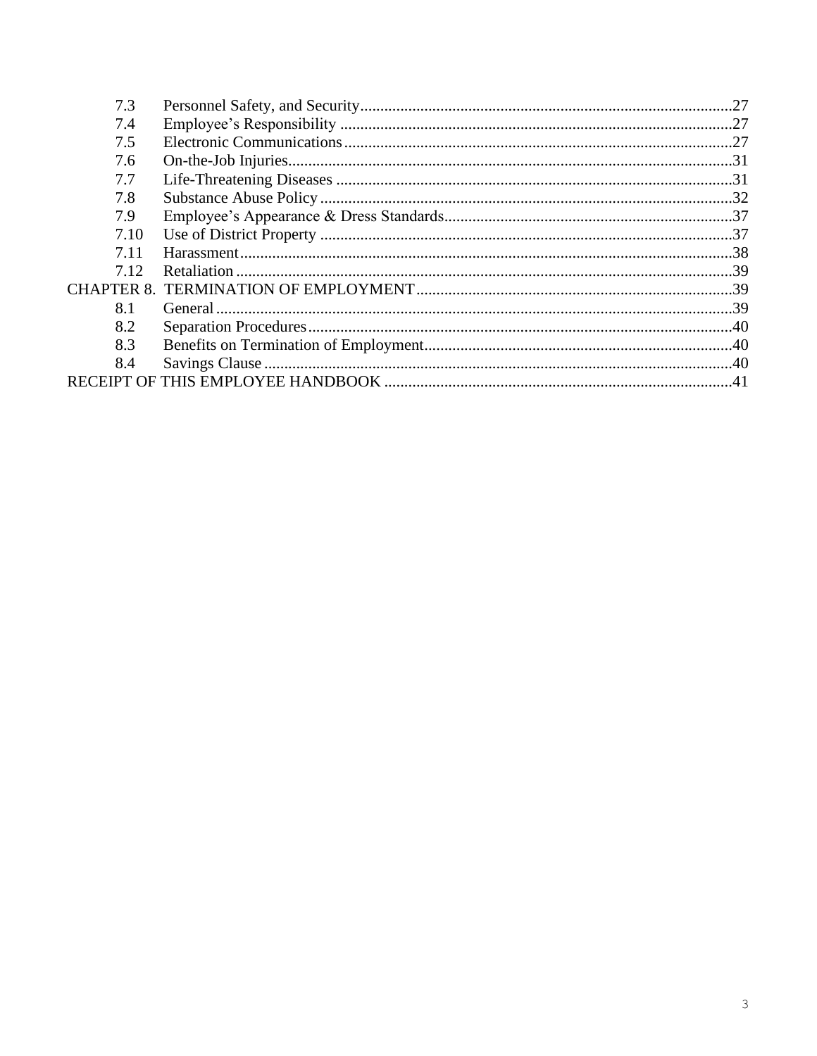| | | |
|---|---|---|
| 7.3 | Personnel Safety, and Security | 27 |
| 7.4 | Employee's Responsibility | 27 |
| 7.5 | Electronic Communications | 27 |
| 7.6 | On-the-Job Injuries | 31 |
| 7.7 | Life-Threatening Diseases | 31 |
| 7.8 | Substance Abuse Policy | 32 |
| 7.9 | Employee's Appearance & Dress Standards | 37 |
| 7.10 | Use of District Property | 37 |
| 7.11 | Harassment | 38 |
| 7.12 | Retaliation | 39 |
| CHAPTER 8. | TERMINATION OF EMPLOYMENT | 39 |
| 8.1 | General | 39 |
| 8.2 | Separation Procedures | 40 |
| 8.3 | Benefits on Termination of Employment | 40 |
| 8.4 | Savings Clause | 40 |
| RECEIPT OF THIS EMPLOYEE HANDBOOK | | 41 |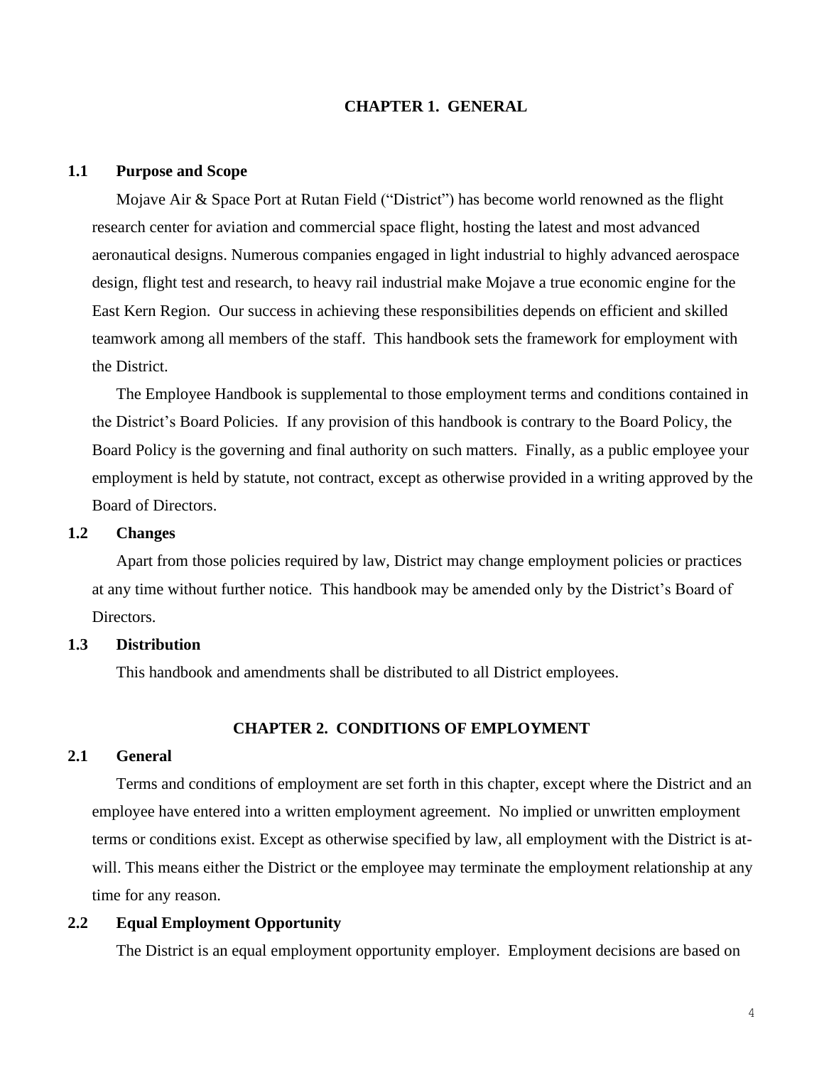# CHAPTER 1. GENERAL

## 1.1 Purpose and Scope

Mojave Air & Space Port at Rutan Field ("District") has become world renowned as the flight research center for aviation and commercial space flight, hosting the latest and most advanced aeronautical designs. Numerous companies engaged in light industrial to highly advanced aerospace design, flight test and research, to heavy rail industrial make Mojave a true economic engine for the East Kern Region. Our success in achieving these responsibilities depends on efficient and skilled teamwork among all members of the staff. This handbook sets the framework for employment with the District.

The Employee Handbook is supplemental to those employment terms and conditions contained in the District's Board Policies. If any provision of this handbook is contrary to the Board Policy, the Board Policy is the governing and final authority on such matters. Finally, as a public employee your employment is held by statute, not contract, except as otherwise provided in a writing approved by the Board of Directors.

## 1.2 Changes

Apart from those policies required by law, District may change employment policies or practices at any time without further notice. This handbook may be amended only by the District's Board of Directors.

## 1.3 Distribution

This handbook and amendments shall be distributed to all District employees.

# CHAPTER 2. CONDITIONS OF EMPLOYMENT

## 2.1 General

Terms and conditions of employment are set forth in this chapter, except where the District and an employee have entered into a written employment agreement. No implied or unwritten employment terms or conditions exist. Except as otherwise specified by law, all employment with the District is at-will. This means either the District or the employee may terminate the employment relationship at any time for any reason.

## 2.2 Equal Employment Opportunity

The District is an equal employment opportunity employer. Employment decisions are based on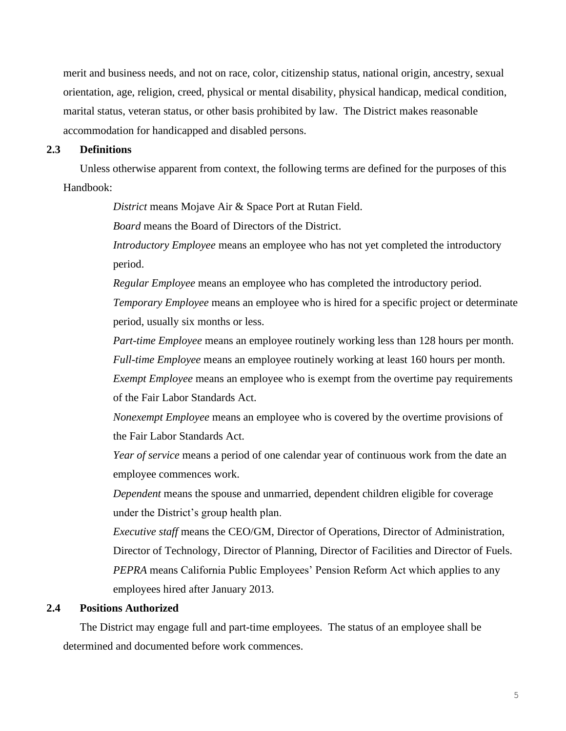merit and business needs, and not on race, color, citizenship status, national origin, ancestry, sexual orientation, age, religion, creed, physical or mental disability, physical handicap, medical condition, marital status, veteran status, or other basis prohibited by law. The District makes reasonable accommodation for handicapped and disabled persons.

### 2.3 Definitions

Unless otherwise apparent from context, the following terms are defined for the purposes of this Handbook:

*District* means Mojave Air & Space Port at Rutan Field.

*Board* means the Board of Directors of the District.

*Introductory Employee* means an employee who has not yet completed the introductory period.

*Regular Employee* means an employee who has completed the introductory period.

*Temporary Employee* means an employee who is hired for a specific project or determinate period, usually six months or less.

*Part-time Employee* means an employee routinely working less than 128 hours per month.

*Full-time Employee* means an employee routinely working at least 160 hours per month.

*Exempt Employee* means an employee who is exempt from the overtime pay requirements of the Fair Labor Standards Act.

*Nonexempt Employee* means an employee who is covered by the overtime provisions of the Fair Labor Standards Act.

*Year of service* means a period of one calendar year of continuous work from the date an employee commences work.

*Dependent* means the spouse and unmarried, dependent children eligible for coverage under the District's group health plan.

*Executive staff* means the CEO/GM, Director of Operations, Director of Administration, Director of Technology, Director of Planning, Director of Facilities and Director of Fuels.

*PEPRA* means California Public Employees' Pension Reform Act which applies to any employees hired after January 2013.

### 2.4 Positions Authorized

The District may engage full and part-time employees. The status of an employee shall be determined and documented before work commences.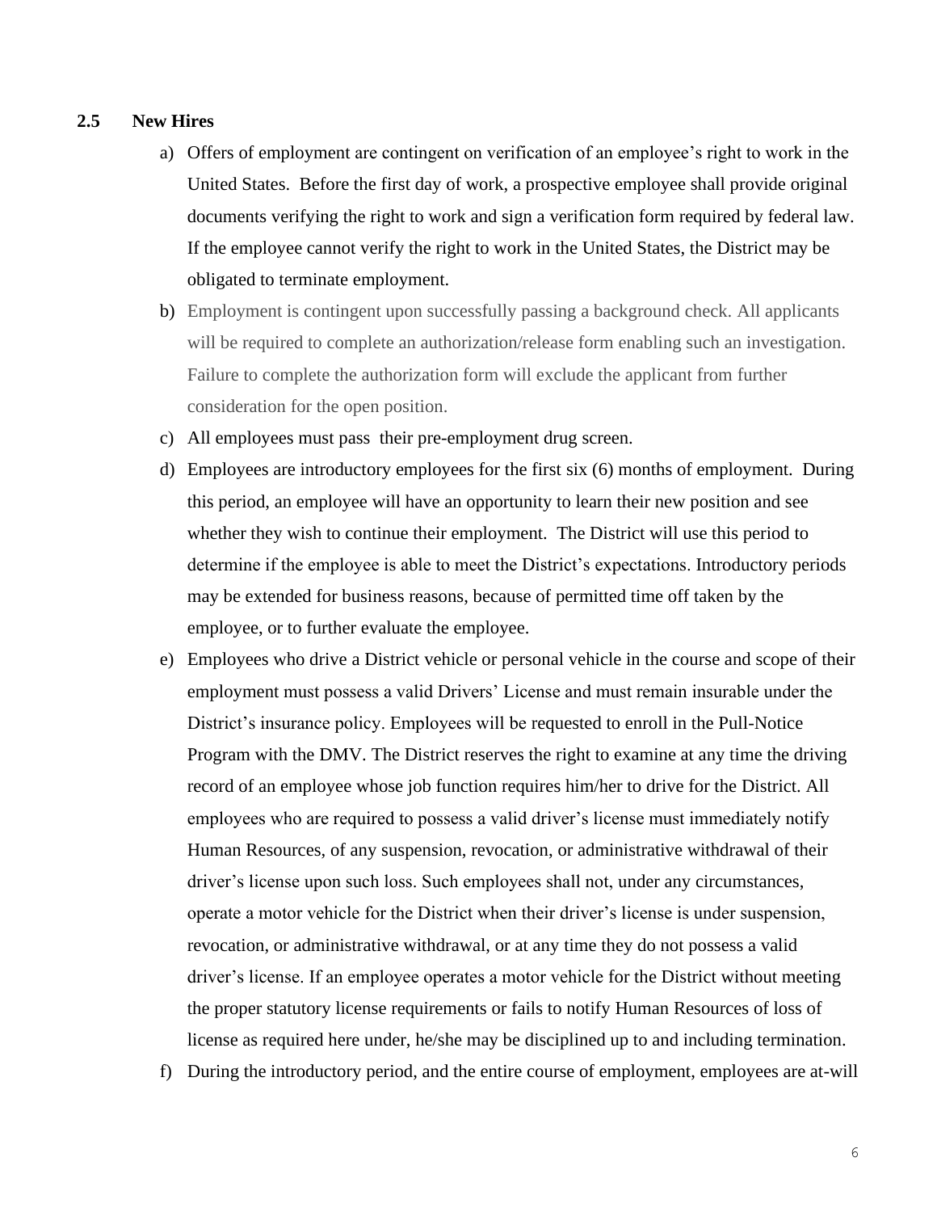## 2.5 New Hires

a) Offers of employment are contingent on verification of an employee's right to work in the United States. Before the first day of work, a prospective employee shall provide original documents verifying the right to work and sign a verification form required by federal law. If the employee cannot verify the right to work in the United States, the District may be obligated to terminate employment.

b) Employment is contingent upon successfully passing a background check. All applicants will be required to complete an authorization/release form enabling such an investigation. Failure to complete the authorization form will exclude the applicant from further consideration for the open position.

c) All employees must pass their pre-employment drug screen.

d) Employees are introductory employees for the first six (6) months of employment. During this period, an employee will have an opportunity to learn their new position and see whether they wish to continue their employment. The District will use this period to determine if the employee is able to meet the District's expectations. Introductory periods may be extended for business reasons, because of permitted time off taken by the employee, or to further evaluate the employee.

e) Employees who drive a District vehicle or personal vehicle in the course and scope of their employment must possess a valid Drivers' License and must remain insurable under the District's insurance policy. Employees will be requested to enroll in the Pull-Notice Program with the DMV. The District reserves the right to examine at any time the driving record of an employee whose job function requires him/her to drive for the District. All employees who are required to possess a valid driver's license must immediately notify Human Resources, of any suspension, revocation, or administrative withdrawal of their driver's license upon such loss. Such employees shall not, under any circumstances, operate a motor vehicle for the District when their driver's license is under suspension, revocation, or administrative withdrawal, or at any time they do not possess a valid driver's license. If an employee operates a motor vehicle for the District without meeting the proper statutory license requirements or fails to notify Human Resources of loss of license as required here under, he/she may be disciplined up to and including termination.

f) During the introductory period, and the entire course of employment, employees are at-will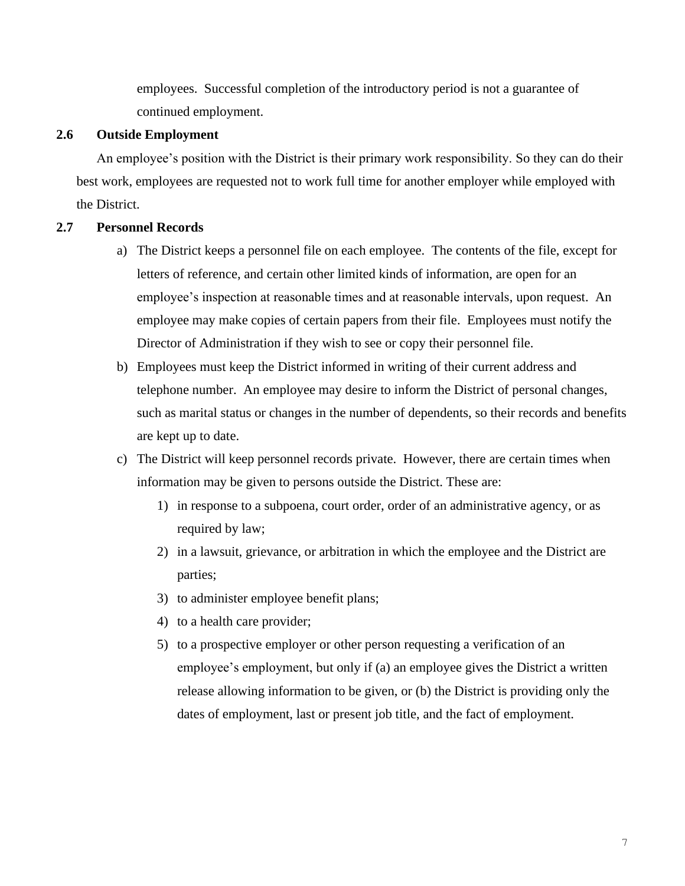employees. Successful completion of the introductory period is not a guarantee of continued employment.

### 2.6 Outside Employment

An employee's position with the District is their primary work responsibility. So they can do their best work, employees are requested not to work full time for another employer while employed with the District.

### 2.7 Personnel Records

a) The District keeps a personnel file on each employee. The contents of the file, except for letters of reference, and certain other limited kinds of information, are open for an employee's inspection at reasonable times and at reasonable intervals, upon request. An employee may make copies of certain papers from their file. Employees must notify the Director of Administration if they wish to see or copy their personnel file.

b) Employees must keep the District informed in writing of their current address and telephone number. An employee may desire to inform the District of personal changes, such as marital status or changes in the number of dependents, so their records and benefits are kept up to date.

c) The District will keep personnel records private. However, there are certain times when information may be given to persons outside the District. These are:

   1) in response to a subpoena, court order, order of an administrative agency, or as required by law;
   2) in a lawsuit, grievance, or arbitration in which the employee and the District are parties;
   3) to administer employee benefit plans;
   4) to a health care provider;
   5) to a prospective employer or other person requesting a verification of an employee's employment, but only if (a) an employee gives the District a written release allowing information to be given, or (b) the District is providing only the dates of employment, last or present job title, and the fact of employment.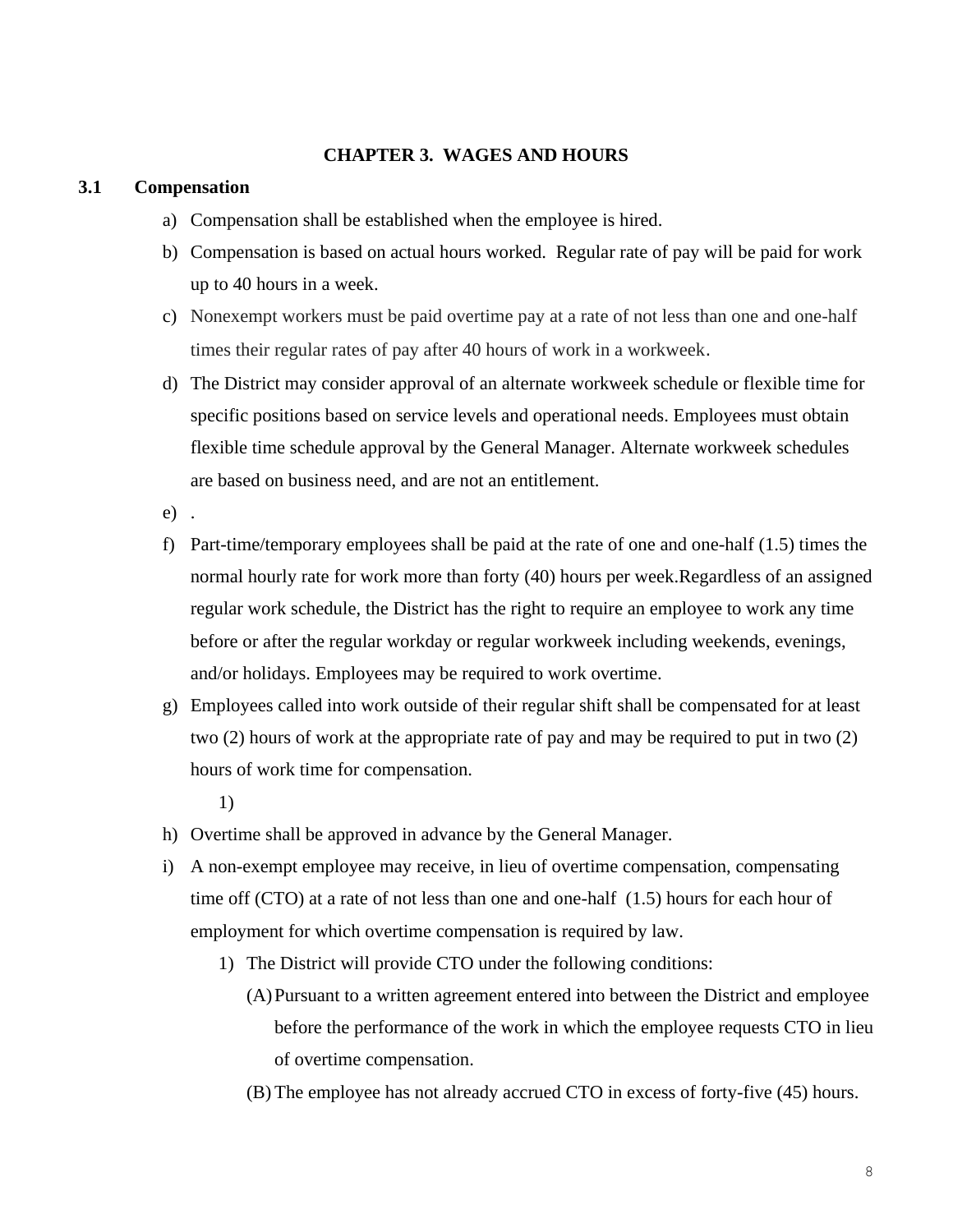# CHAPTER 3. WAGES AND HOURS

## 3.1 Compensation

a) Compensation shall be established when the employee is hired.

b) Compensation is based on actual hours worked. Regular rate of pay will be paid for work up to 40 hours in a week.

c) Nonexempt workers must be paid overtime pay at a rate of not less than one and one-half times their regular rates of pay after 40 hours of work in a workweek.

d) The District may consider approval of an alternate workweek schedule or flexible time for specific positions based on service levels and operational needs. Employees must obtain flexible time schedule approval by the General Manager. Alternate workweek schedules are based on business need, and are not an entitlement.

e) .

f) Part-time/temporary employees shall be paid at the rate of one and one-half (1.5) times the normal hourly rate for work more than forty (40) hours per week.Regardless of an assigned regular work schedule, the District has the right to require an employee to work any time before or after the regular workday or regular workweek including weekends, evenings, and/or holidays. Employees may be required to work overtime.

g) Employees called into work outside of their regular shift shall be compensated for at least two (2) hours of work at the appropriate rate of pay and may be required to put in two (2) hours of work time for compensation.

   1)

h) Overtime shall be approved in advance by the General Manager.

i) A non-exempt employee may receive, in lieu of overtime compensation, compensating time off (CTO) at a rate of not less than one and one-half (1.5) hours for each hour of employment for which overtime compensation is required by law.

   1) The District will provide CTO under the following conditions:

      (A) Pursuant to a written agreement entered into between the District and employee before the performance of the work in which the employee requests CTO in lieu of overtime compensation.

      (B) The employee has not already accrued CTO in excess of forty-five (45) hours.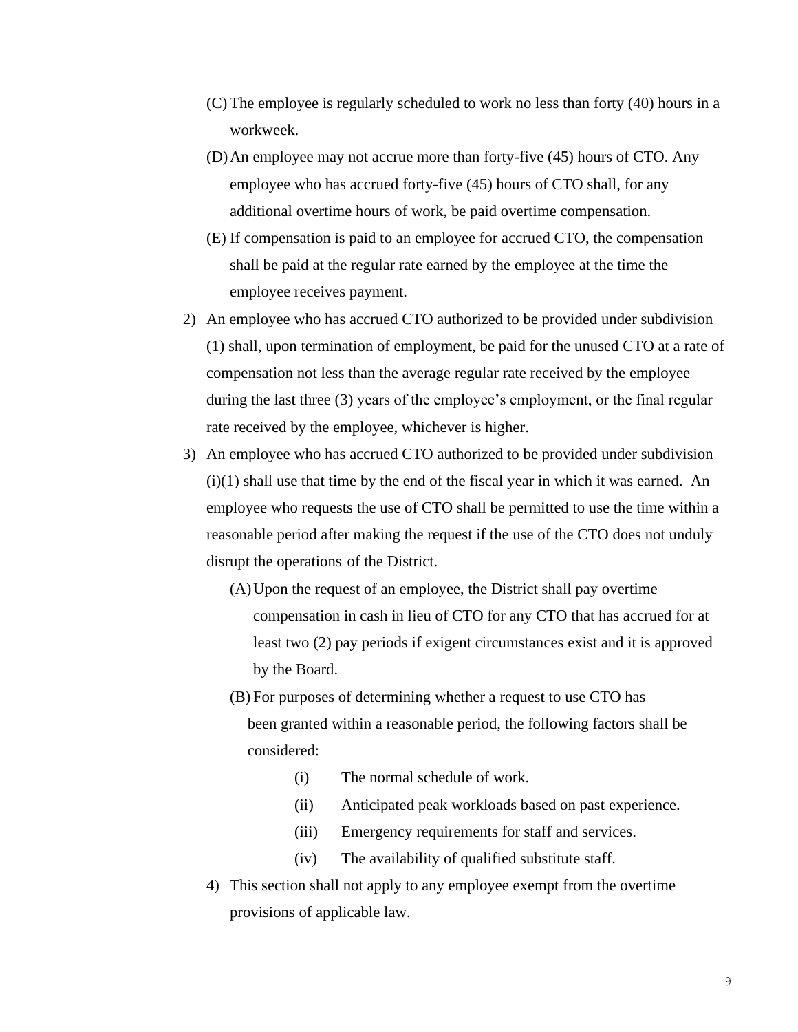(C) The employee is regularly scheduled to work no less than forty (40) hours in a workweek.

(D) An employee may not accrue more than forty-five (45) hours of CTO. Any employee who has accrued forty-five (45) hours of CTO shall, for any additional overtime hours of work, be paid overtime compensation.

(E) If compensation is paid to an employee for accrued CTO, the compensation shall be paid at the regular rate earned by the employee at the time the employee receives payment.

2) An employee who has accrued CTO authorized to be provided under subdivision (1) shall, upon termination of employment, be paid for the unused CTO at a rate of compensation not less than the average regular rate received by the employee during the last three (3) years of the employee's employment, or the final regular rate received by the employee, whichever is higher.

3) An employee who has accrued CTO authorized to be provided under subdivision (i)(1) shall use that time by the end of the fiscal year in which it was earned. An employee who requests the use of CTO shall be permitted to use the time within a reasonable period after making the request if the use of the CTO does not unduly disrupt the operations of the District.

   (A) Upon the request of an employee, the District shall pay overtime compensation in cash in lieu of CTO for any CTO that has accrued for at least two (2) pay periods if exigent circumstances exist and it is approved by the Board.

   (B) For purposes of determining whether a request to use CTO has been granted within a reasonable period, the following factors shall be considered:

      (i) The normal schedule of work.

      (ii) Anticipated peak workloads based on past experience.

      (iii) Emergency requirements for staff and services.

      (iv) The availability of qualified substitute staff.

4) This section shall not apply to any employee exempt from the overtime provisions of applicable law.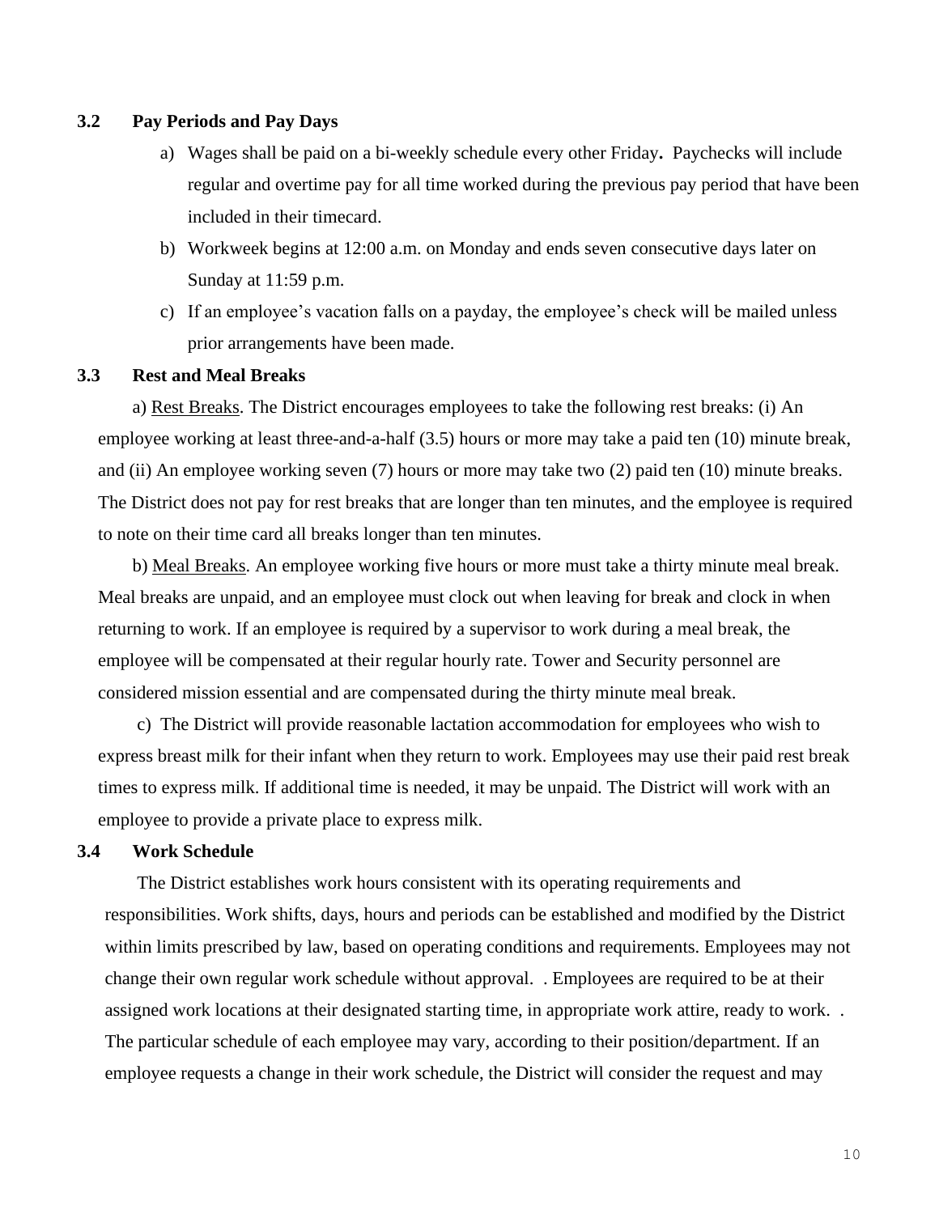### 3.2 Pay Periods and Pay Days

a) Wages shall be paid on a bi-weekly schedule every other Friday**.** Paychecks will include regular and overtime pay for all time worked during the previous pay period that have been included in their timecard.

b) Workweek begins at 12:00 a.m. on Monday and ends seven consecutive days later on Sunday at 11:59 p.m.

c) If an employee's vacation falls on a payday, the employee's check will be mailed unless prior arrangements have been made.

### 3.3 Rest and Meal Breaks

a) Rest Breaks. The District encourages employees to take the following rest breaks: (i) An employee working at least three-and-a-half (3.5) hours or more may take a paid ten (10) minute break, and (ii) An employee working seven (7) hours or more may take two (2) paid ten (10) minute breaks. The District does not pay for rest breaks that are longer than ten minutes, and the employee is required to note on their time card all breaks longer than ten minutes.

b) Meal Breaks. An employee working five hours or more must take a thirty minute meal break. Meal breaks are unpaid, and an employee must clock out when leaving for break and clock in when returning to work. If an employee is required by a supervisor to work during a meal break, the employee will be compensated at their regular hourly rate. Tower and Security personnel are considered mission essential and are compensated during the thirty minute meal break.

c) The District will provide reasonable lactation accommodation for employees who wish to express breast milk for their infant when they return to work. Employees may use their paid rest break times to express milk. If additional time is needed, it may be unpaid. The District will work with an employee to provide a private place to express milk.

### 3.4 Work Schedule

The District establishes work hours consistent with its operating requirements and responsibilities. Work shifts, days, hours and periods can be established and modified by the District within limits prescribed by law, based on operating conditions and requirements. Employees may not change their own regular work schedule without approval. . Employees are required to be at their assigned work locations at their designated starting time, in appropriate work attire, ready to work. . The particular schedule of each employee may vary, according to their position/department. If an employee requests a change in their work schedule, the District will consider the request and may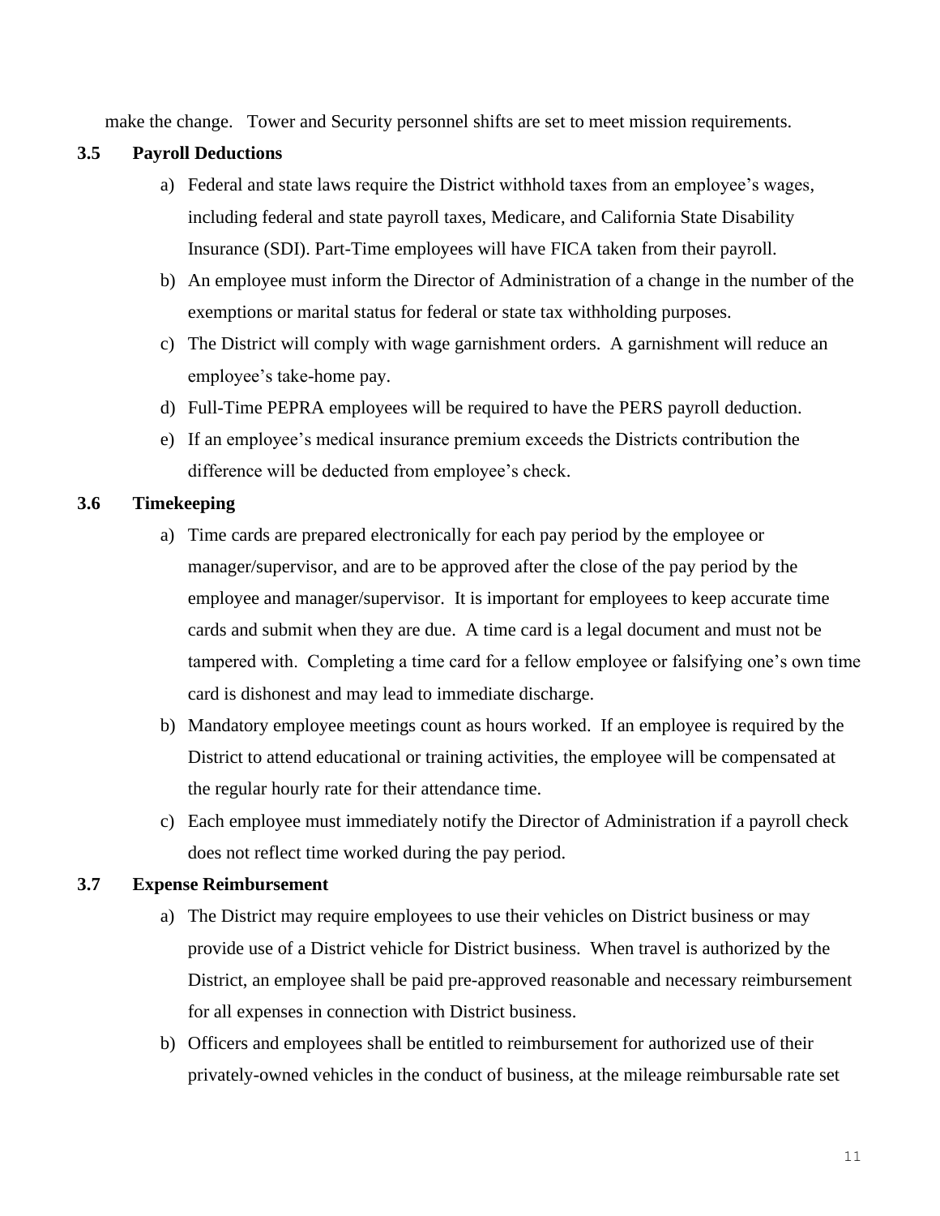make the change. Tower and Security personnel shifts are set to meet mission requirements.

### 3.5 Payroll Deductions

a) Federal and state laws require the District withhold taxes from an employee's wages, including federal and state payroll taxes, Medicare, and California State Disability Insurance (SDI). Part-Time employees will have FICA taken from their payroll.

b) An employee must inform the Director of Administration of a change in the number of the exemptions or marital status for federal or state tax withholding purposes.

c) The District will comply with wage garnishment orders. A garnishment will reduce an employee's take-home pay.

d) Full-Time PEPRA employees will be required to have the PERS payroll deduction.

e) If an employee's medical insurance premium exceeds the Districts contribution the difference will be deducted from employee's check.

### 3.6 Timekeeping

a) Time cards are prepared electronically for each pay period by the employee or manager/supervisor, and are to be approved after the close of the pay period by the employee and manager/supervisor. It is important for employees to keep accurate time cards and submit when they are due. A time card is a legal document and must not be tampered with. Completing a time card for a fellow employee or falsifying one's own time card is dishonest and may lead to immediate discharge.

b) Mandatory employee meetings count as hours worked. If an employee is required by the District to attend educational or training activities, the employee will be compensated at the regular hourly rate for their attendance time.

c) Each employee must immediately notify the Director of Administration if a payroll check does not reflect time worked during the pay period.

### 3.7 Expense Reimbursement

a) The District may require employees to use their vehicles on District business or may provide use of a District vehicle for District business. When travel is authorized by the District, an employee shall be paid pre-approved reasonable and necessary reimbursement for all expenses in connection with District business.

b) Officers and employees shall be entitled to reimbursement for authorized use of their privately-owned vehicles in the conduct of business, at the mileage reimbursable rate set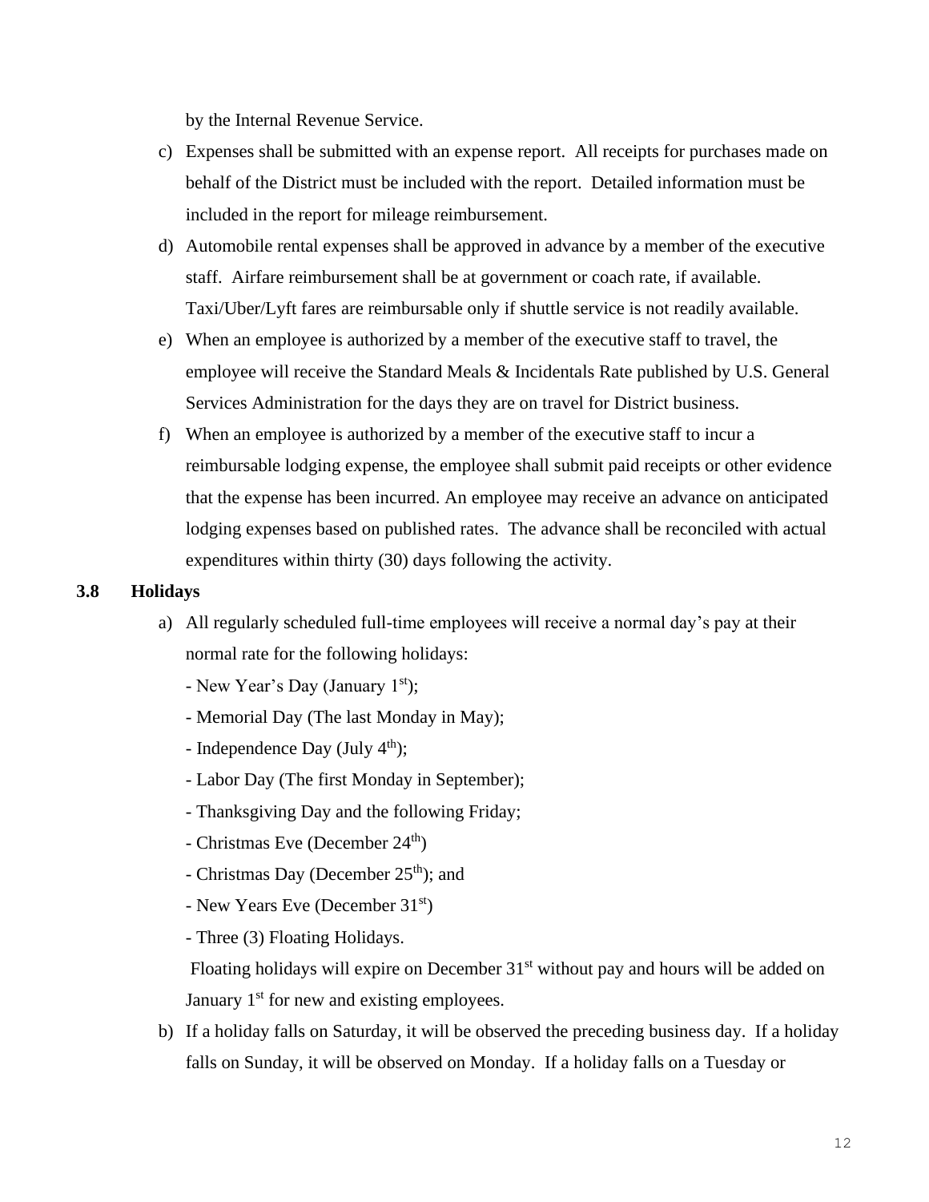by the Internal Revenue Service.

c) Expenses shall be submitted with an expense report. All receipts for purchases made on behalf of the District must be included with the report. Detailed information must be included in the report for mileage reimbursement.

d) Automobile rental expenses shall be approved in advance by a member of the executive staff. Airfare reimbursement shall be at government or coach rate, if available. Taxi/Uber/Lyft fares are reimbursable only if shuttle service is not readily available.

e) When an employee is authorized by a member of the executive staff to travel, the employee will receive the Standard Meals & Incidentals Rate published by U.S. General Services Administration for the days they are on travel for District business.

f) When an employee is authorized by a member of the executive staff to incur a reimbursable lodging expense, the employee shall submit paid receipts or other evidence that the expense has been incurred. An employee may receive an advance on anticipated lodging expenses based on published rates. The advance shall be reconciled with actual expenditures within thirty (30) days following the activity.

**3.8 Holidays**

a) All regularly scheduled full-time employees will receive a normal day's pay at their normal rate for the following holidays:

- New Year's Day (January 1st);
- Memorial Day (The last Monday in May);
- Independence Day (July 4th);
- Labor Day (The first Monday in September);
- Thanksgiving Day and the following Friday;
- Christmas Eve (December 24th)
- Christmas Day (December 25th); and
- New Years Eve (December 31st)
- Three (3) Floating Holidays.

Floating holidays will expire on December 31st without pay and hours will be added on January 1st for new and existing employees.

b) If a holiday falls on Saturday, it will be observed the preceding business day. If a holiday falls on Sunday, it will be observed on Monday. If a holiday falls on a Tuesday or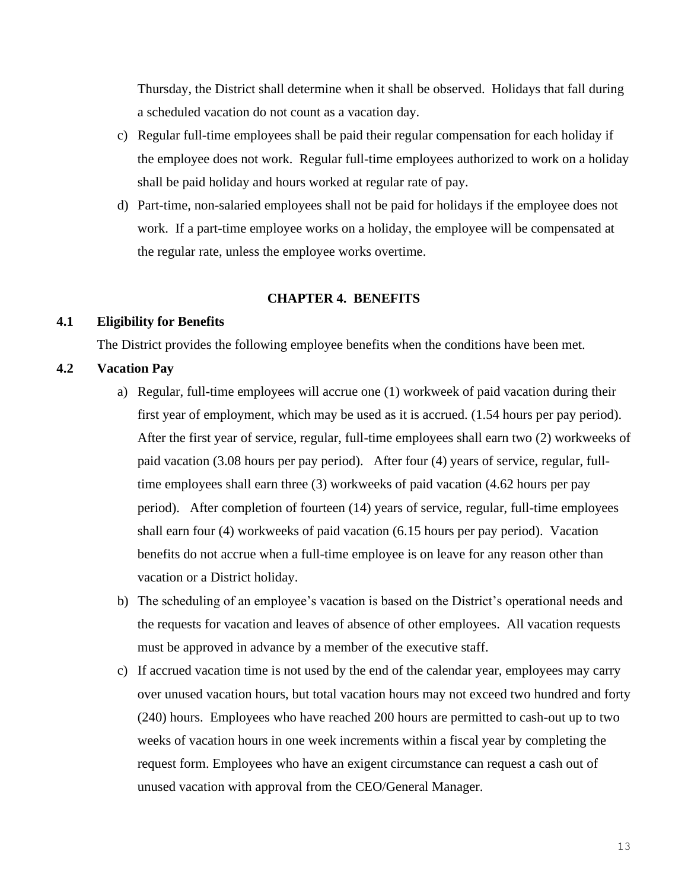Thursday, the District shall determine when it shall be observed. Holidays that fall during a scheduled vacation do not count as a vacation day.

c) Regular full-time employees shall be paid their regular compensation for each holiday if the employee does not work. Regular full-time employees authorized to work on a holiday shall be paid holiday and hours worked at regular rate of pay.

d) Part-time, non-salaried employees shall not be paid for holidays if the employee does not work. If a part-time employee works on a holiday, the employee will be compensated at the regular rate, unless the employee works overtime.

## CHAPTER 4. BENEFITS

### 4.1 Eligibility for Benefits

The District provides the following employee benefits when the conditions have been met.

### 4.2 Vacation Pay

a) Regular, full-time employees will accrue one (1) workweek of paid vacation during their first year of employment, which may be used as it is accrued. (1.54 hours per pay period). After the first year of service, regular, full-time employees shall earn two (2) workweeks of paid vacation (3.08 hours per pay period). After four (4) years of service, regular, full-time employees shall earn three (3) workweeks of paid vacation (4.62 hours per pay period). After completion of fourteen (14) years of service, regular, full-time employees shall earn four (4) workweeks of paid vacation (6.15 hours per pay period). Vacation benefits do not accrue when a full-time employee is on leave for any reason other than vacation or a District holiday.

b) The scheduling of an employee's vacation is based on the District's operational needs and the requests for vacation and leaves of absence of other employees. All vacation requests must be approved in advance by a member of the executive staff.

c) If accrued vacation time is not used by the end of the calendar year, employees may carry over unused vacation hours, but total vacation hours may not exceed two hundred and forty (240) hours. Employees who have reached 200 hours are permitted to cash-out up to two weeks of vacation hours in one week increments within a fiscal year by completing the request form. Employees who have an exigent circumstance can request a cash out of unused vacation with approval from the CEO/General Manager.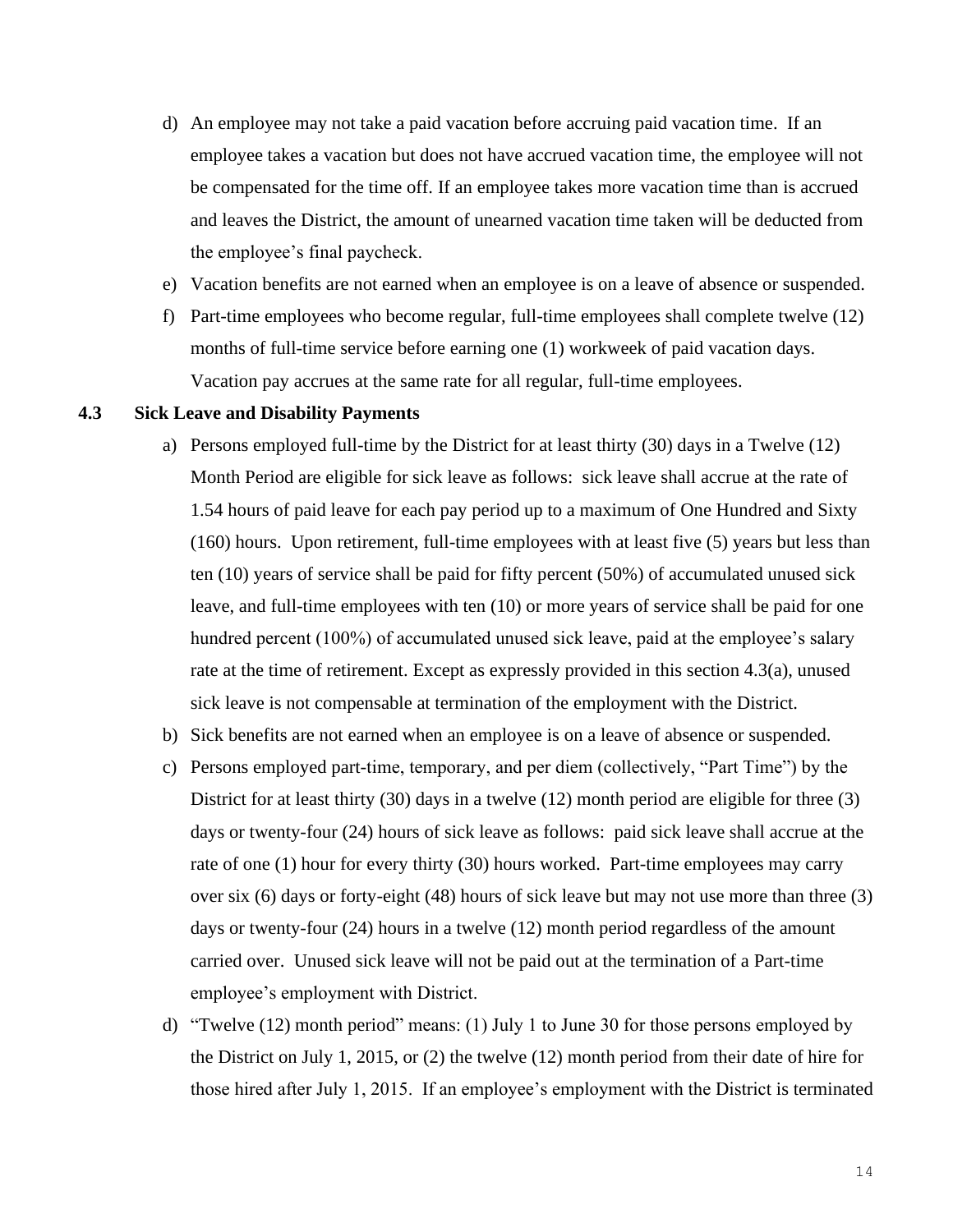d) An employee may not take a paid vacation before accruing paid vacation time. If an employee takes a vacation but does not have accrued vacation time, the employee will not be compensated for the time off. If an employee takes more vacation time than is accrued and leaves the District, the amount of unearned vacation time taken will be deducted from the employee's final paycheck.

e) Vacation benefits are not earned when an employee is on a leave of absence or suspended.

f) Part-time employees who become regular, full-time employees shall complete twelve (12) months of full-time service before earning one (1) workweek of paid vacation days. Vacation pay accrues at the same rate for all regular, full-time employees.

### 4.3 Sick Leave and Disability Payments

a) Persons employed full-time by the District for at least thirty (30) days in a Twelve (12) Month Period are eligible for sick leave as follows: sick leave shall accrue at the rate of 1.54 hours of paid leave for each pay period up to a maximum of One Hundred and Sixty (160) hours. Upon retirement, full-time employees with at least five (5) years but less than ten (10) years of service shall be paid for fifty percent (50%) of accumulated unused sick leave, and full-time employees with ten (10) or more years of service shall be paid for one hundred percent (100%) of accumulated unused sick leave, paid at the employee's salary rate at the time of retirement. Except as expressly provided in this section 4.3(a), unused sick leave is not compensable at termination of the employment with the District.

b) Sick benefits are not earned when an employee is on a leave of absence or suspended.

c) Persons employed part-time, temporary, and per diem (collectively, "Part Time") by the District for at least thirty (30) days in a twelve (12) month period are eligible for three (3) days or twenty-four (24) hours of sick leave as follows: paid sick leave shall accrue at the rate of one (1) hour for every thirty (30) hours worked. Part-time employees may carry over six (6) days or forty-eight (48) hours of sick leave but may not use more than three (3) days or twenty-four (24) hours in a twelve (12) month period regardless of the amount carried over. Unused sick leave will not be paid out at the termination of a Part-time employee's employment with District.

d) "Twelve (12) month period" means: (1) July 1 to June 30 for those persons employed by the District on July 1, 2015, or (2) the twelve (12) month period from their date of hire for those hired after July 1, 2015. If an employee's employment with the District is terminated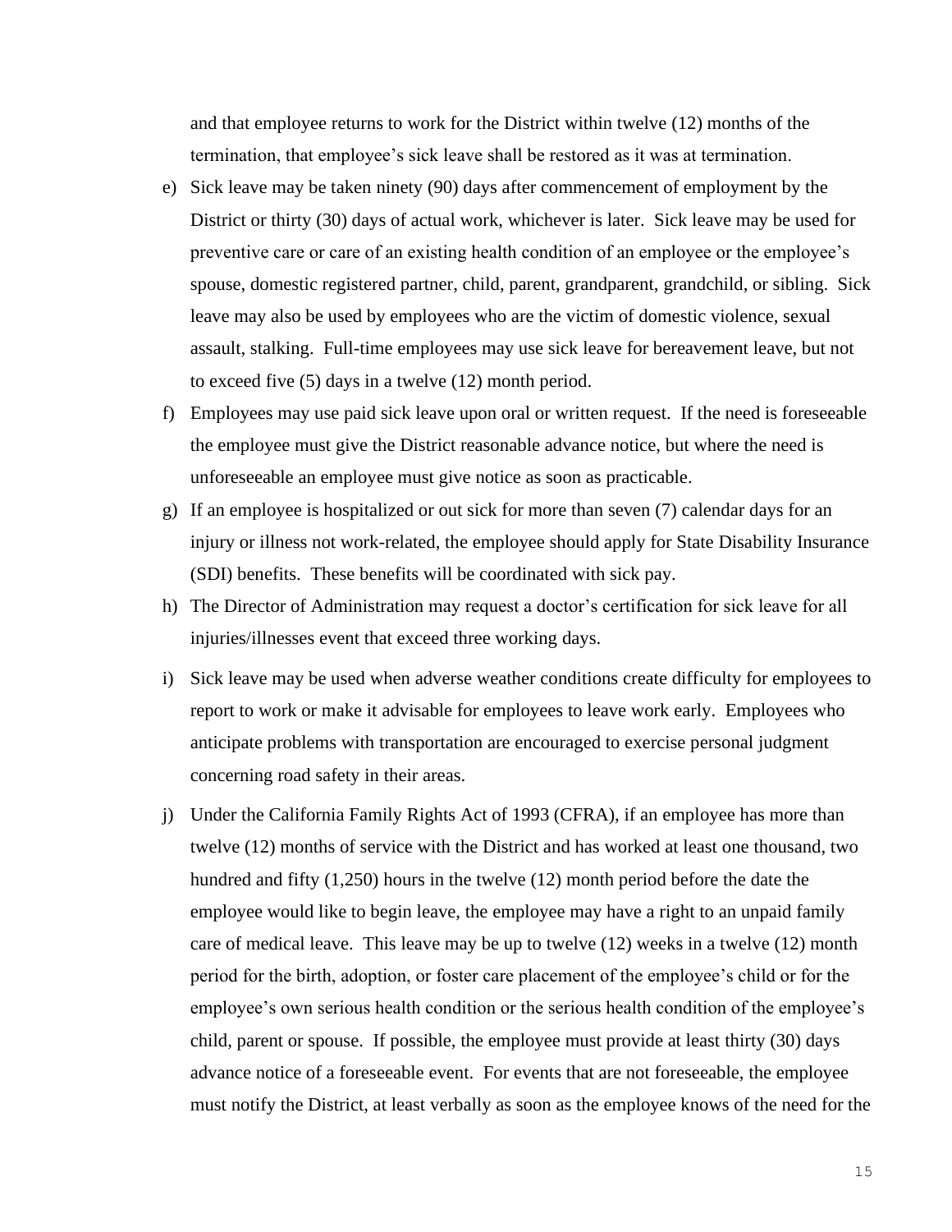and that employee returns to work for the District within twelve (12) months of the termination, that employee's sick leave shall be restored as it was at termination.

e) Sick leave may be taken ninety (90) days after commencement of employment by the District or thirty (30) days of actual work, whichever is later. Sick leave may be used for preventive care or care of an existing health condition of an employee or the employee's spouse, domestic registered partner, child, parent, grandparent, grandchild, or sibling. Sick leave may also be used by employees who are the victim of domestic violence, sexual assault, stalking. Full-time employees may use sick leave for bereavement leave, but not to exceed five (5) days in a twelve (12) month period.

f) Employees may use paid sick leave upon oral or written request. If the need is foreseeable the employee must give the District reasonable advance notice, but where the need is unforeseeable an employee must give notice as soon as practicable.

g) If an employee is hospitalized or out sick for more than seven (7) calendar days for an injury or illness not work-related, the employee should apply for State Disability Insurance (SDI) benefits. These benefits will be coordinated with sick pay.

h) The Director of Administration may request a doctor's certification for sick leave for all injuries/illnesses event that exceed three working days.

i) Sick leave may be used when adverse weather conditions create difficulty for employees to report to work or make it advisable for employees to leave work early. Employees who anticipate problems with transportation are encouraged to exercise personal judgment concerning road safety in their areas.

j) Under the California Family Rights Act of 1993 (CFRA), if an employee has more than twelve (12) months of service with the District and has worked at least one thousand, two hundred and fifty (1,250) hours in the twelve (12) month period before the date the employee would like to begin leave, the employee may have a right to an unpaid family care of medical leave. This leave may be up to twelve (12) weeks in a twelve (12) month period for the birth, adoption, or foster care placement of the employee's child or for the employee's own serious health condition or the serious health condition of the employee's child, parent or spouse. If possible, the employee must provide at least thirty (30) days advance notice of a foreseeable event. For events that are not foreseeable, the employee must notify the District, at least verbally as soon as the employee knows of the need for the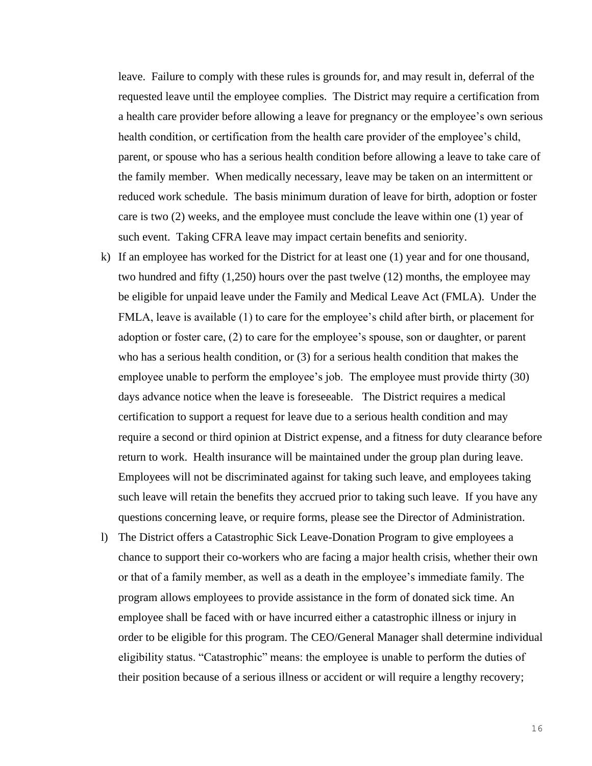leave. Failure to comply with these rules is grounds for, and may result in, deferral of the requested leave until the employee complies. The District may require a certification from a health care provider before allowing a leave for pregnancy or the employee's own serious health condition, or certification from the health care provider of the employee's child, parent, or spouse who has a serious health condition before allowing a leave to take care of the family member. When medically necessary, leave may be taken on an intermittent or reduced work schedule. The basis minimum duration of leave for birth, adoption or foster care is two (2) weeks, and the employee must conclude the leave within one (1) year of such event. Taking CFRA leave may impact certain benefits and seniority.

k) If an employee has worked for the District for at least one (1) year and for one thousand, two hundred and fifty (1,250) hours over the past twelve (12) months, the employee may be eligible for unpaid leave under the Family and Medical Leave Act (FMLA). Under the FMLA, leave is available (1) to care for the employee's child after birth, or placement for adoption or foster care, (2) to care for the employee's spouse, son or daughter, or parent who has a serious health condition, or (3) for a serious health condition that makes the employee unable to perform the employee's job. The employee must provide thirty (30) days advance notice when the leave is foreseeable. The District requires a medical certification to support a request for leave due to a serious health condition and may require a second or third opinion at District expense, and a fitness for duty clearance before return to work. Health insurance will be maintained under the group plan during leave. Employees will not be discriminated against for taking such leave, and employees taking such leave will retain the benefits they accrued prior to taking such leave. If you have any questions concerning leave, or require forms, please see the Director of Administration.

l) The District offers a Catastrophic Sick Leave-Donation Program to give employees a chance to support their co-workers who are facing a major health crisis, whether their own or that of a family member, as well as a death in the employee's immediate family. The program allows employees to provide assistance in the form of donated sick time. An employee shall be faced with or have incurred either a catastrophic illness or injury in order to be eligible for this program. The CEO/General Manager shall determine individual eligibility status. "Catastrophic" means: the employee is unable to perform the duties of their position because of a serious illness or accident or will require a lengthy recovery;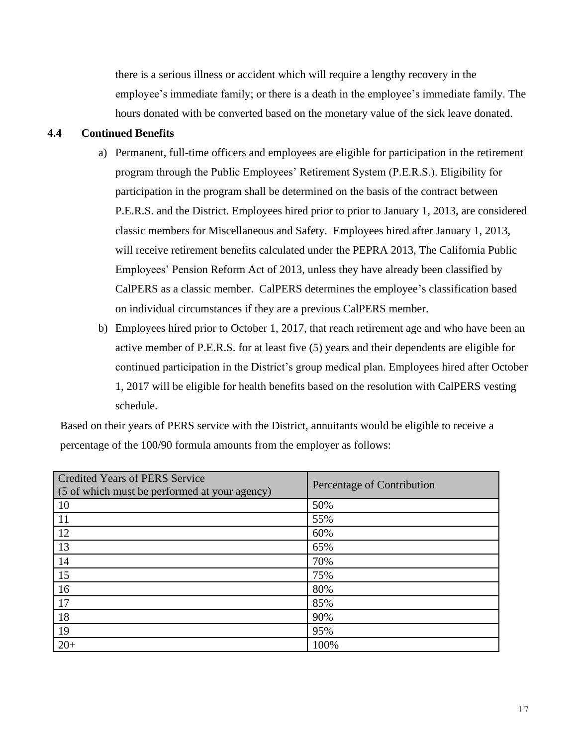there is a serious illness or accident which will require a lengthy recovery in the employee's immediate family; or there is a death in the employee's immediate family. The hours donated with be converted based on the monetary value of the sick leave donated.

**4.4 Continued Benefits**

a) Permanent, full-time officers and employees are eligible for participation in the retirement program through the Public Employees' Retirement System (P.E.R.S.). Eligibility for participation in the program shall be determined on the basis of the contract between P.E.R.S. and the District. Employees hired prior to prior to January 1, 2013, are considered classic members for Miscellaneous and Safety. Employees hired after January 1, 2013, will receive retirement benefits calculated under the PEPRA 2013, The California Public Employees' Pension Reform Act of 2013, unless they have already been classified by CalPERS as a classic member. CalPERS determines the employee's classification based on individual circumstances if they are a previous CalPERS member.

b) Employees hired prior to October 1, 2017, that reach retirement age and who have been an active member of P.E.R.S. for at least five (5) years and their dependents are eligible for continued participation in the District's group medical plan. Employees hired after October 1, 2017 will be eligible for health benefits based on the resolution with CalPERS vesting schedule.

Based on their years of PERS service with the District, annuitants would be eligible to receive a percentage of the 100/90 formula amounts from the employer as follows:

| Credited Years of PERS Service (5 of which must be performed at your agency) | Percentage of Contribution |
|---|---|
| 10 | 50% |
| 11 | 55% |
| 12 | 60% |
| 13 | 65% |
| 14 | 70% |
| 15 | 75% |
| 16 | 80% |
| 17 | 85% |
| 18 | 90% |
| 19 | 95% |
| 20+ | 100% |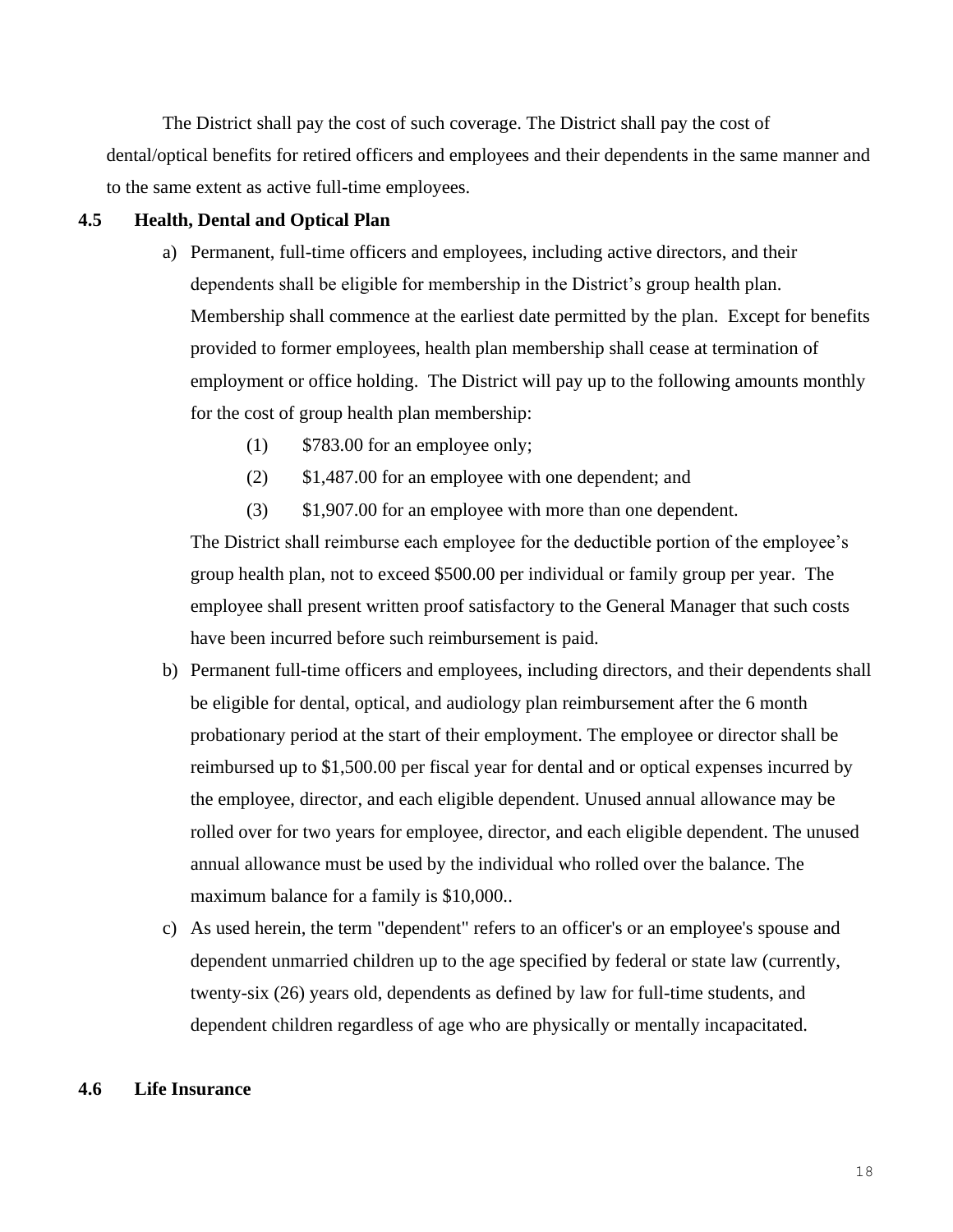The District shall pay the cost of such coverage. The District shall pay the cost of dental/optical benefits for retired officers and employees and their dependents in the same manner and to the same extent as active full-time employees.

**4.5 Health, Dental and Optical Plan**

a) Permanent, full-time officers and employees, including active directors, and their dependents shall be eligible for membership in the District's group health plan. Membership shall commence at the earliest date permitted by the plan. Except for benefits provided to former employees, health plan membership shall cease at termination of employment or office holding. The District will pay up to the following amounts monthly for the cost of group health plan membership:

   (1) $783.00 for an employee only;

   (2) $1,487.00 for an employee with one dependent; and

   (3) $1,907.00 for an employee with more than one dependent.

   The District shall reimburse each employee for the deductible portion of the employee's group health plan, not to exceed $500.00 per individual or family group per year. The employee shall present written proof satisfactory to the General Manager that such costs have been incurred before such reimbursement is paid.

b) Permanent full-time officers and employees, including directors, and their dependents shall be eligible for dental, optical, and audiology plan reimbursement after the 6 month probationary period at the start of their employment. The employee or director shall be reimbursed up to $1,500.00 per fiscal year for dental and or optical expenses incurred by the employee, director, and each eligible dependent. Unused annual allowance may be rolled over for two years for employee, director, and each eligible dependent. The unused annual allowance must be used by the individual who rolled over the balance. The maximum balance for a family is $10,000..

c) As used herein, the term "dependent" refers to an officer's or an employee's spouse and dependent unmarried children up to the age specified by federal or state law (currently, twenty-six (26) years old, dependents as defined by law for full-time students, and dependent children regardless of age who are physically or mentally incapacitated.

**4.6 Life Insurance**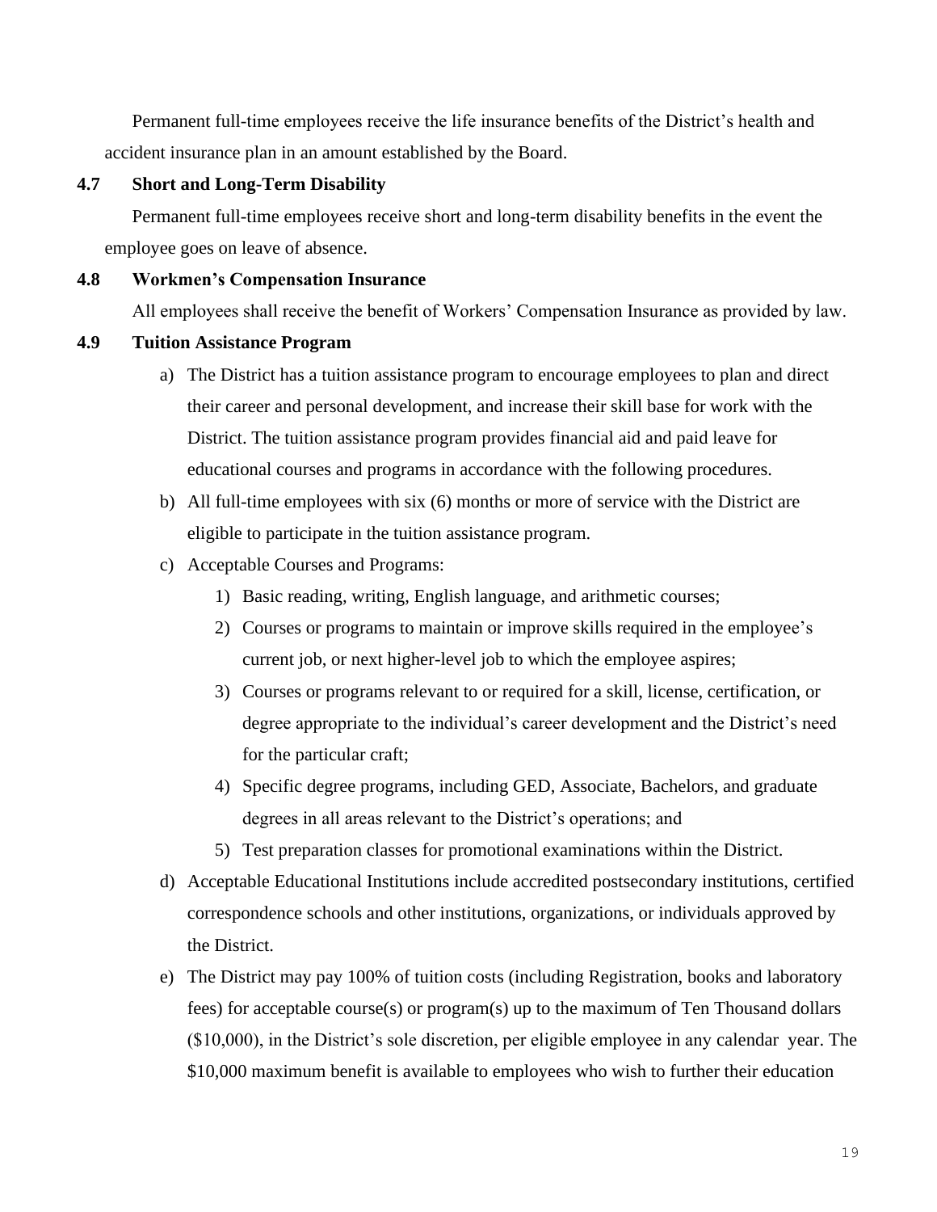Permanent full-time employees receive the life insurance benefits of the District's health and accident insurance plan in an amount established by the Board.

### 4.7 Short and Long-Term Disability

Permanent full-time employees receive short and long-term disability benefits in the event the employee goes on leave of absence.

### 4.8 Workmen's Compensation Insurance

All employees shall receive the benefit of Workers' Compensation Insurance as provided by law.

### 4.9 Tuition Assistance Program

a) The District has a tuition assistance program to encourage employees to plan and direct their career and personal development, and increase their skill base for work with the District. The tuition assistance program provides financial aid and paid leave for educational courses and programs in accordance with the following procedures.

b) All full-time employees with six (6) months or more of service with the District are eligible to participate in the tuition assistance program.

c) Acceptable Courses and Programs:
   1) Basic reading, writing, English language, and arithmetic courses;
   2) Courses or programs to maintain or improve skills required in the employee's current job, or next higher-level job to which the employee aspires;
   3) Courses or programs relevant to or required for a skill, license, certification, or degree appropriate to the individual's career development and the District's need for the particular craft;
   4) Specific degree programs, including GED, Associate, Bachelors, and graduate degrees in all areas relevant to the District's operations; and
   5) Test preparation classes for promotional examinations within the District.

d) Acceptable Educational Institutions include accredited postsecondary institutions, certified correspondence schools and other institutions, organizations, or individuals approved by the District.

e) The District may pay 100% of tuition costs (including Registration, books and laboratory fees) for acceptable course(s) or program(s) up to the maximum of Ten Thousand dollars ($10,000), in the District's sole discretion, per eligible employee in any calendar year. The $10,000 maximum benefit is available to employees who wish to further their education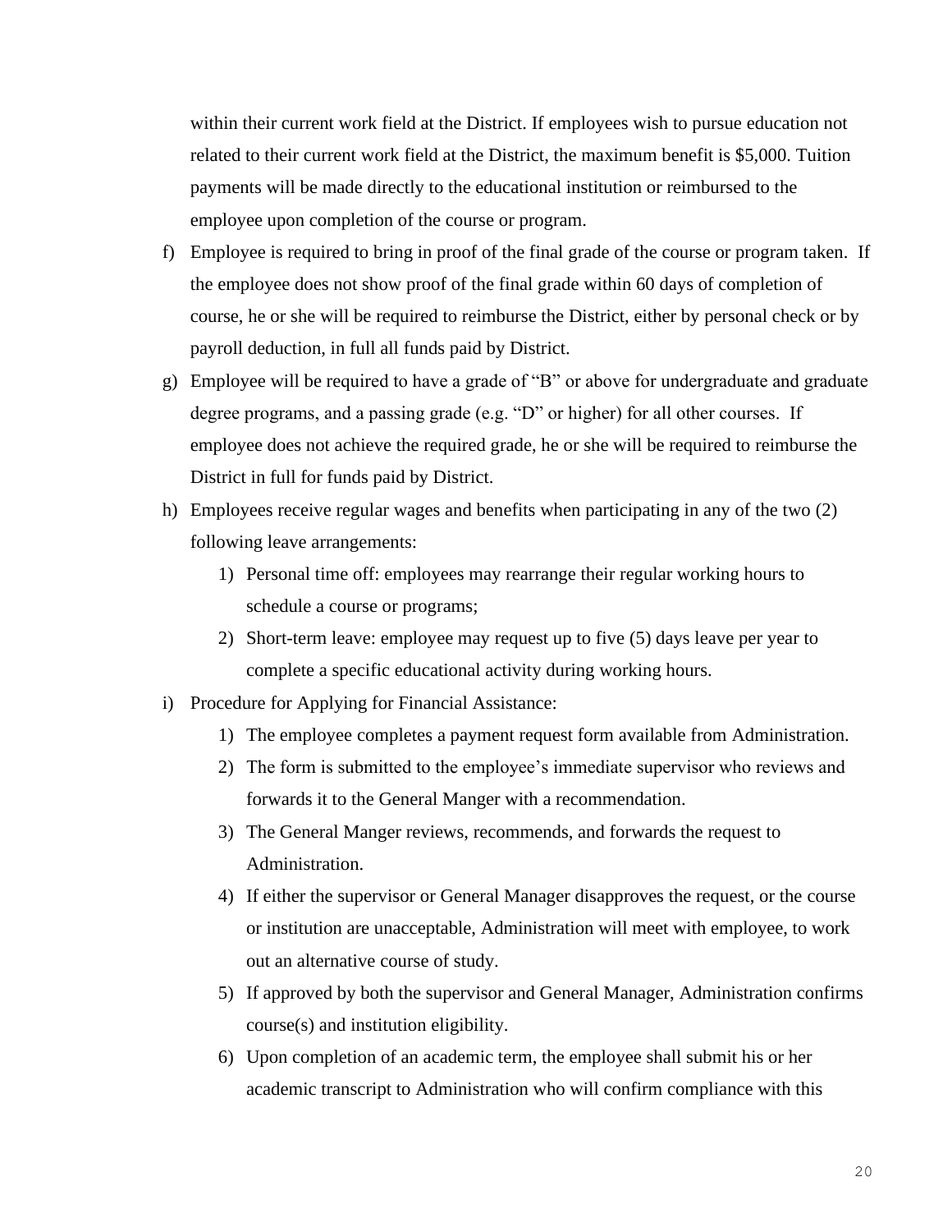within their current work field at the District. If employees wish to pursue education not related to their current work field at the District, the maximum benefit is $5,000. Tuition payments will be made directly to the educational institution or reimbursed to the employee upon completion of the course or program.

f) Employee is required to bring in proof of the final grade of the course or program taken. If the employee does not show proof of the final grade within 60 days of completion of course, he or she will be required to reimburse the District, either by personal check or by payroll deduction, in full all funds paid by District.

g) Employee will be required to have a grade of "B" or above for undergraduate and graduate degree programs, and a passing grade (e.g. "D" or higher) for all other courses. If employee does not achieve the required grade, he or she will be required to reimburse the District in full for funds paid by District.

h) Employees receive regular wages and benefits when participating in any of the two (2) following leave arrangements:

   1) Personal time off: employees may rearrange their regular working hours to schedule a course or programs;
   2) Short-term leave: employee may request up to five (5) days leave per year to complete a specific educational activity during working hours.

i) Procedure for Applying for Financial Assistance:

   1) The employee completes a payment request form available from Administration.
   2) The form is submitted to the employee's immediate supervisor who reviews and forwards it to the General Manger with a recommendation.
   3) The General Manger reviews, recommends, and forwards the request to Administration.
   4) If either the supervisor or General Manager disapproves the request, or the course or institution are unacceptable, Administration will meet with employee, to work out an alternative course of study.
   5) If approved by both the supervisor and General Manager, Administration confirms course(s) and institution eligibility.
   6) Upon completion of an academic term, the employee shall submit his or her academic transcript to Administration who will confirm compliance with this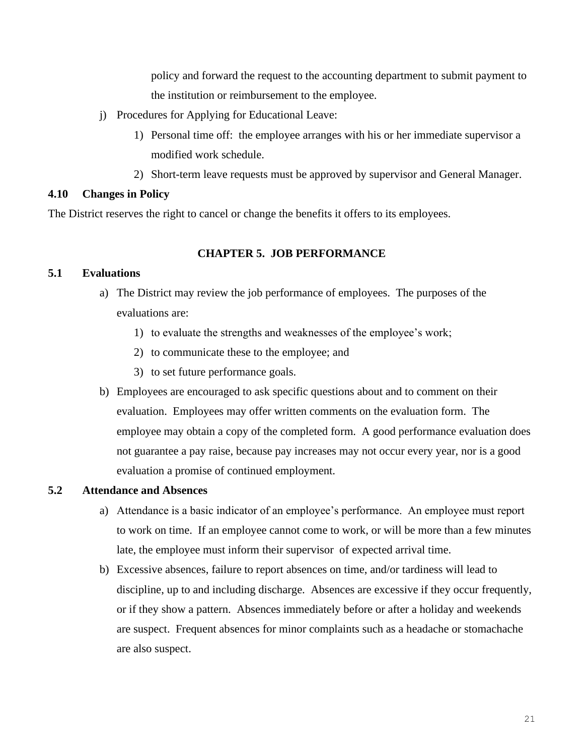policy and forward the request to the accounting department to submit payment to the institution or reimbursement to the employee.

j) Procedures for Applying for Educational Leave:
   1) Personal time off: the employee arranges with his or her immediate supervisor a modified work schedule.
   2) Short-term leave requests must be approved by supervisor and General Manager.

### 4.10 Changes in Policy

The District reserves the right to cancel or change the benefits it offers to its employees.

## CHAPTER 5. JOB PERFORMANCE

### 5.1 Evaluations

a) The District may review the job performance of employees. The purposes of the evaluations are:
   1) to evaluate the strengths and weaknesses of the employee's work;
   2) to communicate these to the employee; and
   3) to set future performance goals.

b) Employees are encouraged to ask specific questions about and to comment on their evaluation. Employees may offer written comments on the evaluation form. The employee may obtain a copy of the completed form. A good performance evaluation does not guarantee a pay raise, because pay increases may not occur every year, nor is a good evaluation a promise of continued employment.

### 5.2 Attendance and Absences

a) Attendance is a basic indicator of an employee's performance. An employee must report to work on time. If an employee cannot come to work, or will be more than a few minutes late, the employee must inform their supervisor of expected arrival time.

b) Excessive absences, failure to report absences on time, and/or tardiness will lead to discipline, up to and including discharge. Absences are excessive if they occur frequently, or if they show a pattern. Absences immediately before or after a holiday and weekends are suspect. Frequent absences for minor complaints such as a headache or stomachache are also suspect.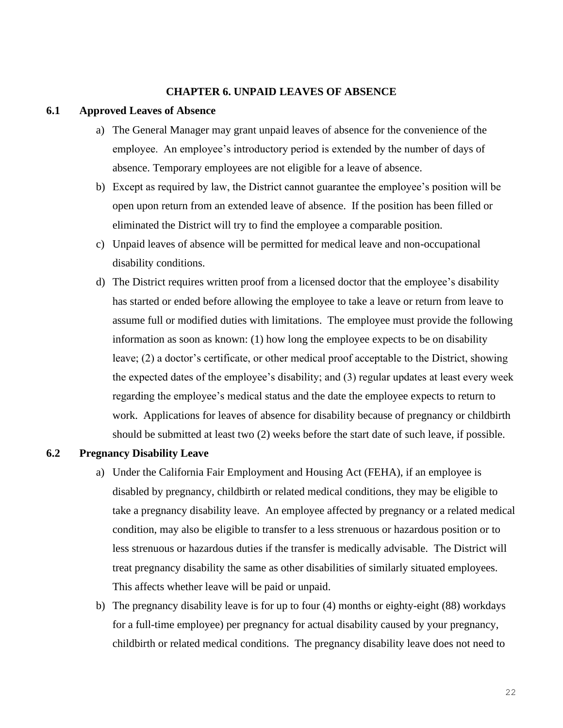# CHAPTER 6. UNPAID LEAVES OF ABSENCE

## 6.1 Approved Leaves of Absence

a) The General Manager may grant unpaid leaves of absence for the convenience of the employee. An employee's introductory period is extended by the number of days of absence. Temporary employees are not eligible for a leave of absence.

b) Except as required by law, the District cannot guarantee the employee's position will be open upon return from an extended leave of absence. If the position has been filled or eliminated the District will try to find the employee a comparable position.

c) Unpaid leaves of absence will be permitted for medical leave and non-occupational disability conditions.

d) The District requires written proof from a licensed doctor that the employee's disability has started or ended before allowing the employee to take a leave or return from leave to assume full or modified duties with limitations. The employee must provide the following information as soon as known: (1) how long the employee expects to be on disability leave; (2) a doctor's certificate, or other medical proof acceptable to the District, showing the expected dates of the employee's disability; and (3) regular updates at least every week regarding the employee's medical status and the date the employee expects to return to work. Applications for leaves of absence for disability because of pregnancy or childbirth should be submitted at least two (2) weeks before the start date of such leave, if possible.

## 6.2 Pregnancy Disability Leave

a) Under the California Fair Employment and Housing Act (FEHA), if an employee is disabled by pregnancy, childbirth or related medical conditions, they may be eligible to take a pregnancy disability leave. An employee affected by pregnancy or a related medical condition, may also be eligible to transfer to a less strenuous or hazardous position or to less strenuous or hazardous duties if the transfer is medically advisable. The District will treat pregnancy disability the same as other disabilities of similarly situated employees. This affects whether leave will be paid or unpaid.

b) The pregnancy disability leave is for up to four (4) months or eighty-eight (88) workdays for a full-time employee) per pregnancy for actual disability caused by your pregnancy, childbirth or related medical conditions. The pregnancy disability leave does not need to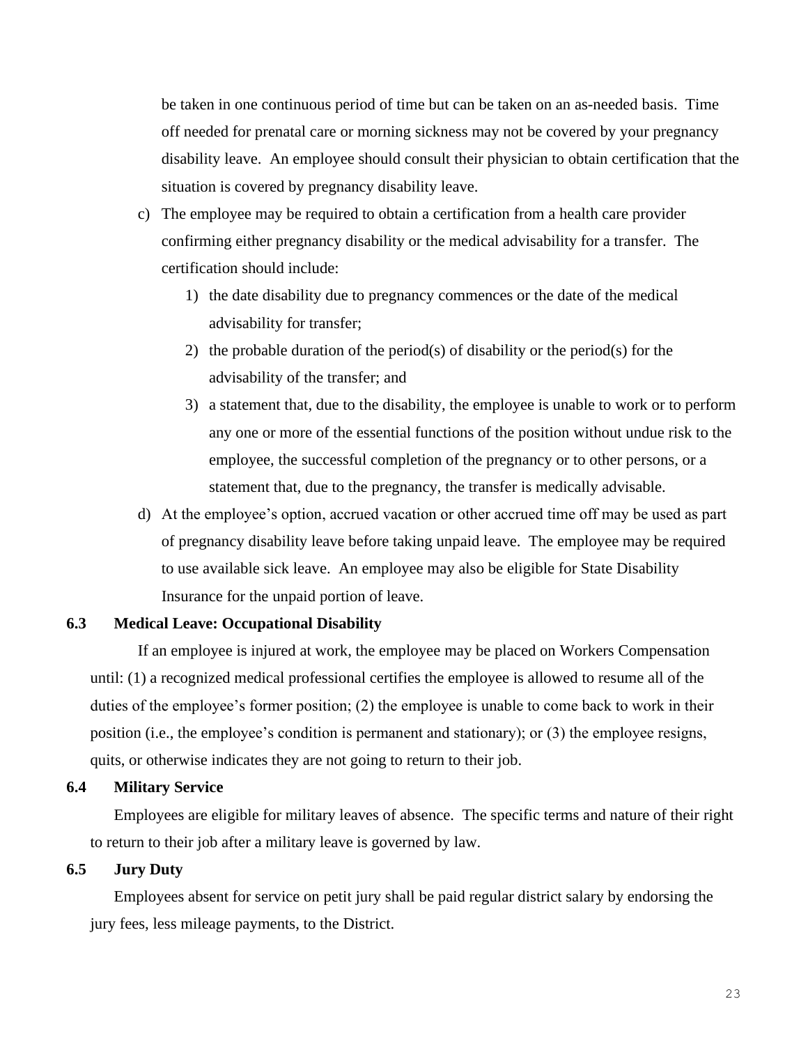be taken in one continuous period of time but can be taken on an as-needed basis. Time off needed for prenatal care or morning sickness may not be covered by your pregnancy disability leave. An employee should consult their physician to obtain certification that the situation is covered by pregnancy disability leave.

c) The employee may be required to obtain a certification from a health care provider confirming either pregnancy disability or the medical advisability for a transfer. The certification should include:
   1) the date disability due to pregnancy commences or the date of the medical advisability for transfer;
   2) the probable duration of the period(s) of disability or the period(s) for the advisability of the transfer; and
   3) a statement that, due to the disability, the employee is unable to work or to perform any one or more of the essential functions of the position without undue risk to the employee, the successful completion of the pregnancy or to other persons, or a statement that, due to the pregnancy, the transfer is medically advisable.

d) At the employee's option, accrued vacation or other accrued time off may be used as part of pregnancy disability leave before taking unpaid leave. The employee may be required to use available sick leave. An employee may also be eligible for State Disability Insurance for the unpaid portion of leave.

### 6.3 Medical Leave: Occupational Disability

If an employee is injured at work, the employee may be placed on Workers Compensation until: (1) a recognized medical professional certifies the employee is allowed to resume all of the duties of the employee's former position; (2) the employee is unable to come back to work in their position (i.e., the employee's condition is permanent and stationary); or (3) the employee resigns, quits, or otherwise indicates they are not going to return to their job.

### 6.4 Military Service

Employees are eligible for military leaves of absence. The specific terms and nature of their right to return to their job after a military leave is governed by law.

### 6.5 Jury Duty

Employees absent for service on petit jury shall be paid regular district salary by endorsing the jury fees, less mileage payments, to the District.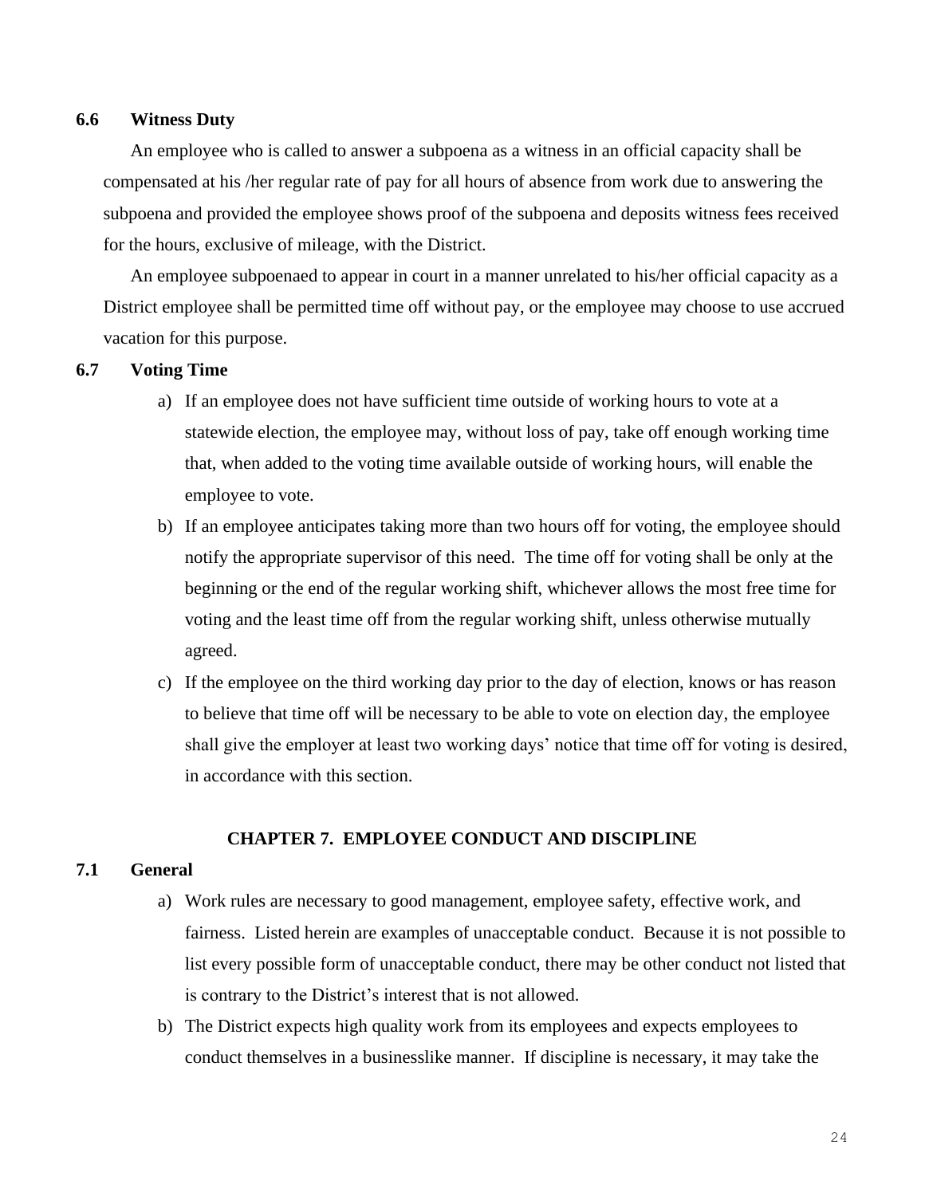### 6.6 Witness Duty

An employee who is called to answer a subpoena as a witness in an official capacity shall be compensated at his /her regular rate of pay for all hours of absence from work due to answering the subpoena and provided the employee shows proof of the subpoena and deposits witness fees received for the hours, exclusive of mileage, with the District.

An employee subpoenaed to appear in court in a manner unrelated to his/her official capacity as a District employee shall be permitted time off without pay, or the employee may choose to use accrued vacation for this purpose.

### 6.7 Voting Time

a) If an employee does not have sufficient time outside of working hours to vote at a statewide election, the employee may, without loss of pay, take off enough working time that, when added to the voting time available outside of working hours, will enable the employee to vote.

b) If an employee anticipates taking more than two hours off for voting, the employee should notify the appropriate supervisor of this need. The time off for voting shall be only at the beginning or the end of the regular working shift, whichever allows the most free time for voting and the least time off from the regular working shift, unless otherwise mutually agreed.

c) If the employee on the third working day prior to the day of election, knows or has reason to believe that time off will be necessary to be able to vote on election day, the employee shall give the employer at least two working days' notice that time off for voting is desired, in accordance with this section.

## CHAPTER 7. EMPLOYEE CONDUCT AND DISCIPLINE

### 7.1 General

a) Work rules are necessary to good management, employee safety, effective work, and fairness. Listed herein are examples of unacceptable conduct. Because it is not possible to list every possible form of unacceptable conduct, there may be other conduct not listed that is contrary to the District's interest that is not allowed.

b) The District expects high quality work from its employees and expects employees to conduct themselves in a businesslike manner. If discipline is necessary, it may take the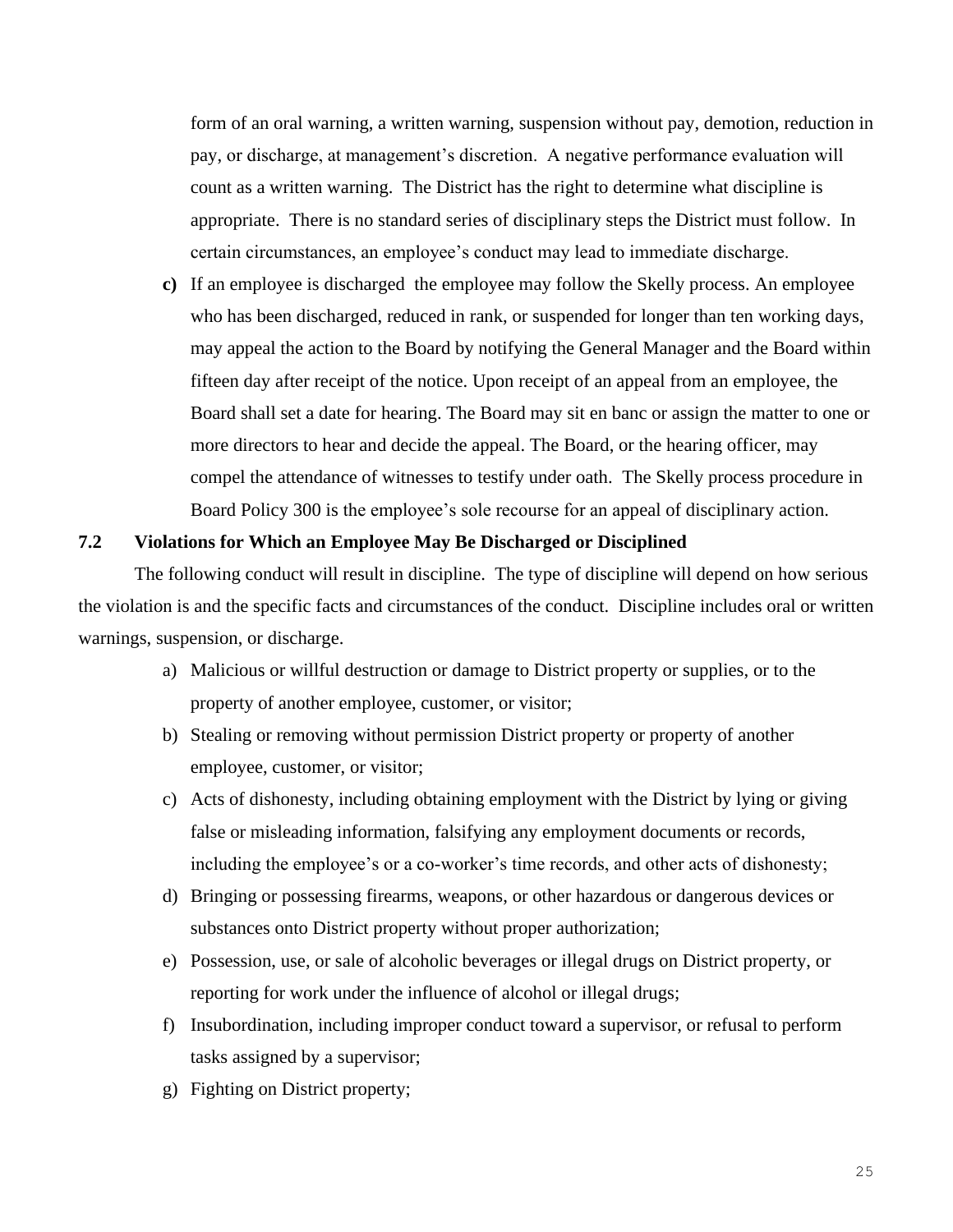form of an oral warning, a written warning, suspension without pay, demotion, reduction in pay, or discharge, at management's discretion. A negative performance evaluation will count as a written warning. The District has the right to determine what discipline is appropriate. There is no standard series of disciplinary steps the District must follow. In certain circumstances, an employee's conduct may lead to immediate discharge.

**c)** If an employee is discharged the employee may follow the Skelly process. An employee who has been discharged, reduced in rank, or suspended for longer than ten working days, may appeal the action to the Board by notifying the General Manager and the Board within fifteen day after receipt of the notice. Upon receipt of an appeal from an employee, the Board shall set a date for hearing. The Board may sit en banc or assign the matter to one or more directors to hear and decide the appeal. The Board, or the hearing officer, may compel the attendance of witnesses to testify under oath. The Skelly process procedure in Board Policy 300 is the employee's sole recourse for an appeal of disciplinary action.

### 7.2 Violations for Which an Employee May Be Discharged or Disciplined

The following conduct will result in discipline. The type of discipline will depend on how serious the violation is and the specific facts and circumstances of the conduct. Discipline includes oral or written warnings, suspension, or discharge.

a) Malicious or willful destruction or damage to District property or supplies, or to the property of another employee, customer, or visitor;

b) Stealing or removing without permission District property or property of another employee, customer, or visitor;

c) Acts of dishonesty, including obtaining employment with the District by lying or giving false or misleading information, falsifying any employment documents or records, including the employee's or a co-worker's time records, and other acts of dishonesty;

d) Bringing or possessing firearms, weapons, or other hazardous or dangerous devices or substances onto District property without proper authorization;

e) Possession, use, or sale of alcoholic beverages or illegal drugs on District property, or reporting for work under the influence of alcohol or illegal drugs;

f) Insubordination, including improper conduct toward a supervisor, or refusal to perform tasks assigned by a supervisor;

g) Fighting on District property;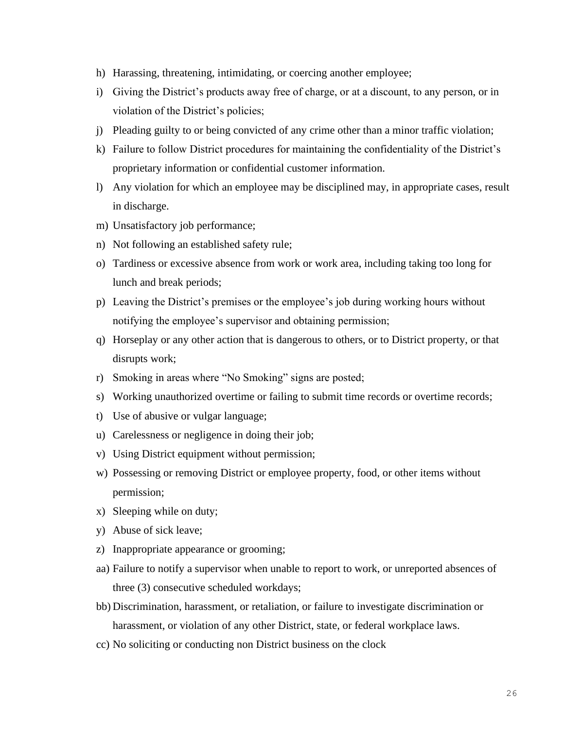h) Harassing, threatening, intimidating, or coercing another employee;
i) Giving the District's products away free of charge, or at a discount, to any person, or in violation of the District's policies;
j) Pleading guilty to or being convicted of any crime other than a minor traffic violation;
k) Failure to follow District procedures for maintaining the confidentiality of the District's proprietary information or confidential customer information.
l) Any violation for which an employee may be disciplined may, in appropriate cases, result in discharge.
m) Unsatisfactory job performance;
n) Not following an established safety rule;
o) Tardiness or excessive absence from work or work area, including taking too long for lunch and break periods;
p) Leaving the District's premises or the employee's job during working hours without notifying the employee's supervisor and obtaining permission;
q) Horseplay or any other action that is dangerous to others, or to District property, or that disrupts work;
r) Smoking in areas where "No Smoking" signs are posted;
s) Working unauthorized overtime or failing to submit time records or overtime records;
t) Use of abusive or vulgar language;
u) Carelessness or negligence in doing their job;
v) Using District equipment without permission;
w) Possessing or removing District or employee property, food, or other items without permission;
x) Sleeping while on duty;
y) Abuse of sick leave;
z) Inappropriate appearance or grooming;
aa) Failure to notify a supervisor when unable to report to work, or unreported absences of three (3) consecutive scheduled workdays;
bb) Discrimination, harassment, or retaliation, or failure to investigate discrimination or harassment, or violation of any other District, state, or federal workplace laws.
cc) No soliciting or conducting non District business on the clock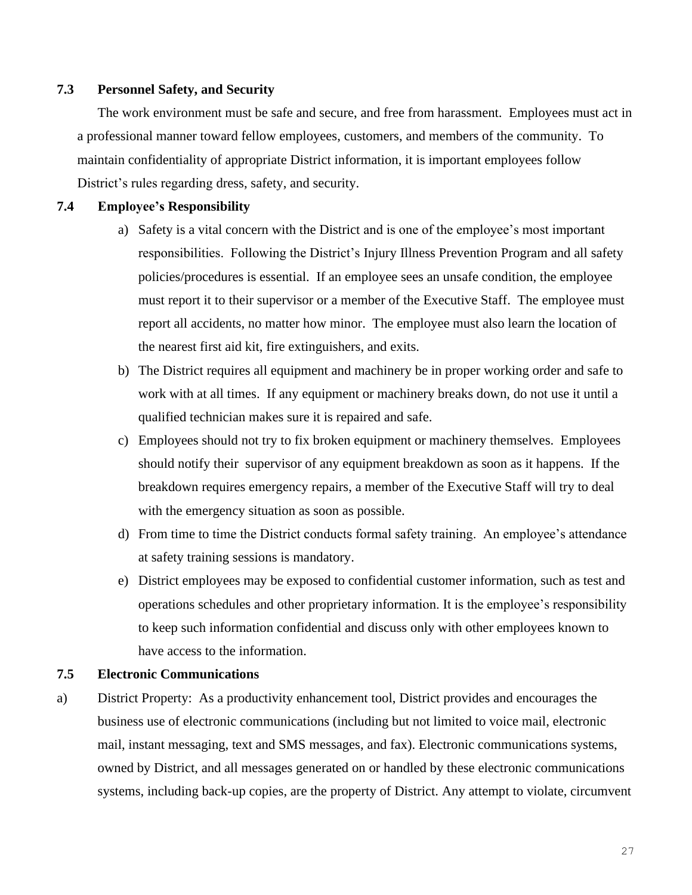### 7.3 Personnel Safety, and Security

The work environment must be safe and secure, and free from harassment. Employees must act in a professional manner toward fellow employees, customers, and members of the community. To maintain confidentiality of appropriate District information, it is important employees follow District's rules regarding dress, safety, and security.

### 7.4 Employee's Responsibility

a) Safety is a vital concern with the District and is one of the employee's most important responsibilities. Following the District's Injury Illness Prevention Program and all safety policies/procedures is essential. If an employee sees an unsafe condition, the employee must report it to their supervisor or a member of the Executive Staff. The employee must report all accidents, no matter how minor. The employee must also learn the location of the nearest first aid kit, fire extinguishers, and exits.

b) The District requires all equipment and machinery be in proper working order and safe to work with at all times. If any equipment or machinery breaks down, do not use it until a qualified technician makes sure it is repaired and safe.

c) Employees should not try to fix broken equipment or machinery themselves. Employees should notify their supervisor of any equipment breakdown as soon as it happens. If the breakdown requires emergency repairs, a member of the Executive Staff will try to deal with the emergency situation as soon as possible.

d) From time to time the District conducts formal safety training. An employee's attendance at safety training sessions is mandatory.

e) District employees may be exposed to confidential customer information, such as test and operations schedules and other proprietary information. It is the employee's responsibility to keep such information confidential and discuss only with other employees known to have access to the information.

### 7.5 Electronic Communications

a) District Property: As a productivity enhancement tool, District provides and encourages the business use of electronic communications (including but not limited to voice mail, electronic mail, instant messaging, text and SMS messages, and fax). Electronic communications systems, owned by District, and all messages generated on or handled by these electronic communications systems, including back-up copies, are the property of District. Any attempt to violate, circumvent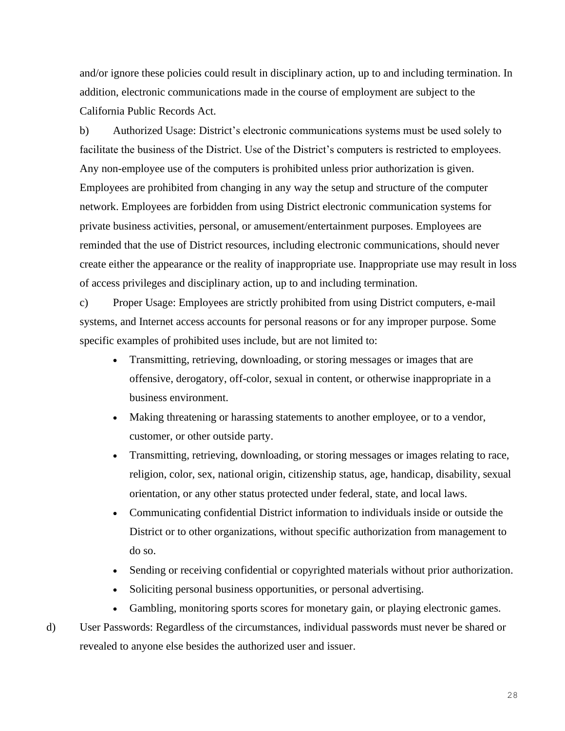and/or ignore these policies could result in disciplinary action, up to and including termination. In addition, electronic communications made in the course of employment are subject to the California Public Records Act.

b) Authorized Usage: District's electronic communications systems must be used solely to facilitate the business of the District. Use of the District's computers is restricted to employees. Any non-employee use of the computers is prohibited unless prior authorization is given. Employees are prohibited from changing in any way the setup and structure of the computer network. Employees are forbidden from using District electronic communication systems for private business activities, personal, or amusement/entertainment purposes. Employees are reminded that the use of District resources, including electronic communications, should never create either the appearance or the reality of inappropriate use. Inappropriate use may result in loss of access privileges and disciplinary action, up to and including termination.

c) Proper Usage: Employees are strictly prohibited from using District computers, e-mail systems, and Internet access accounts for personal reasons or for any improper purpose. Some specific examples of prohibited uses include, but are not limited to:

- Transmitting, retrieving, downloading, or storing messages or images that are offensive, derogatory, off-color, sexual in content, or otherwise inappropriate in a business environment.
- Making threatening or harassing statements to another employee, or to a vendor, customer, or other outside party.
- Transmitting, retrieving, downloading, or storing messages or images relating to race, religion, color, sex, national origin, citizenship status, age, handicap, disability, sexual orientation, or any other status protected under federal, state, and local laws.
- Communicating confidential District information to individuals inside or outside the District or to other organizations, without specific authorization from management to do so.
- Sending or receiving confidential or copyrighted materials without prior authorization.
- Soliciting personal business opportunities, or personal advertising.
- Gambling, monitoring sports scores for monetary gain, or playing electronic games.

d) User Passwords: Regardless of the circumstances, individual passwords must never be shared or revealed to anyone else besides the authorized user and issuer.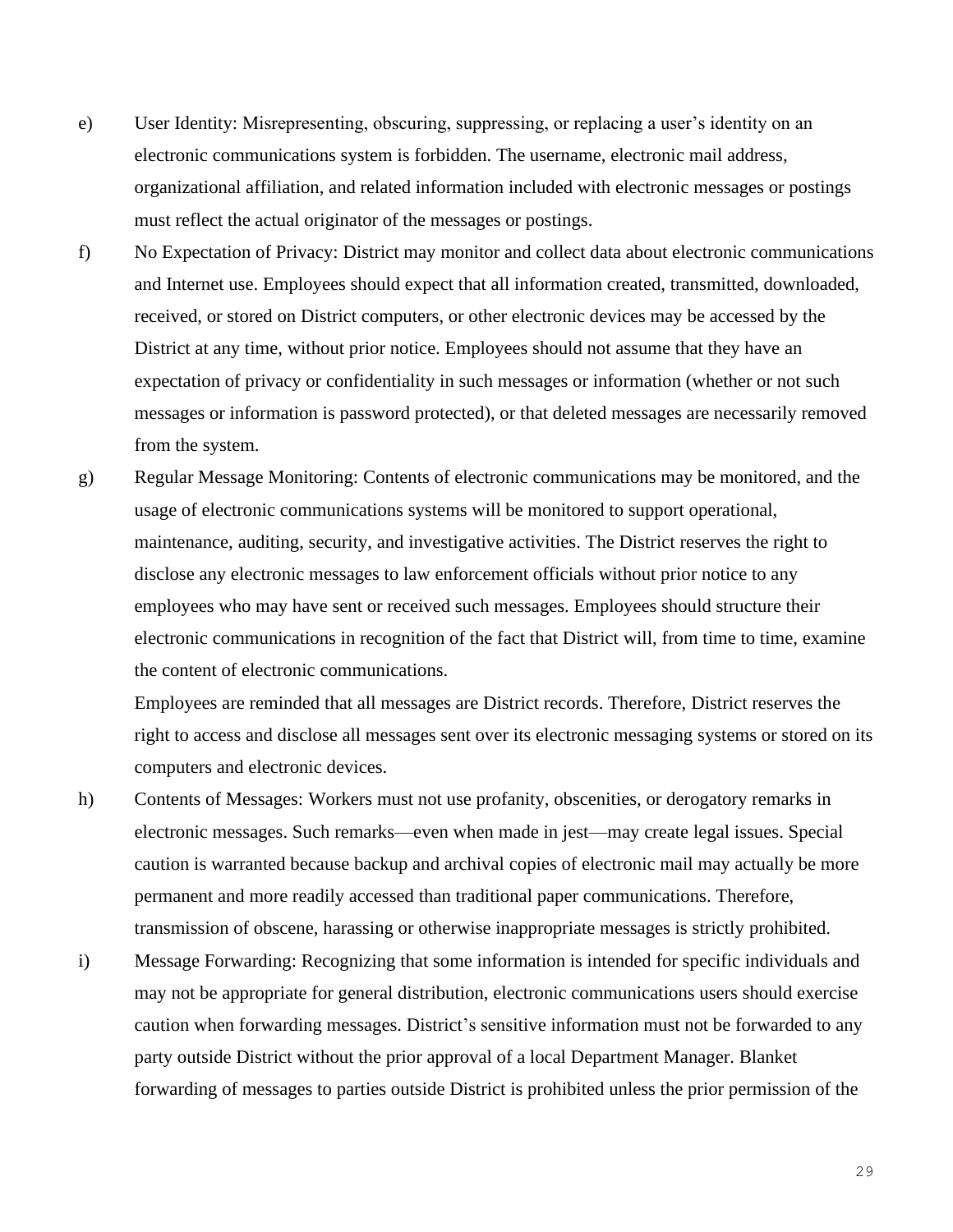e) User Identity: Misrepresenting, obscuring, suppressing, or replacing a user's identity on an electronic communications system is forbidden. The username, electronic mail address, organizational affiliation, and related information included with electronic messages or postings must reflect the actual originator of the messages or postings.

f) No Expectation of Privacy: District may monitor and collect data about electronic communications and Internet use. Employees should expect that all information created, transmitted, downloaded, received, or stored on District computers, or other electronic devices may be accessed by the District at any time, without prior notice. Employees should not assume that they have an expectation of privacy or confidentiality in such messages or information (whether or not such messages or information is password protected), or that deleted messages are necessarily removed from the system.

g) Regular Message Monitoring: Contents of electronic communications may be monitored, and the usage of electronic communications systems will be monitored to support operational, maintenance, auditing, security, and investigative activities. The District reserves the right to disclose any electronic messages to law enforcement officials without prior notice to any employees who may have sent or received such messages. Employees should structure their electronic communications in recognition of the fact that District will, from time to time, examine the content of electronic communications.

   Employees are reminded that all messages are District records. Therefore, District reserves the right to access and disclose all messages sent over its electronic messaging systems or stored on its computers and electronic devices.

h) Contents of Messages: Workers must not use profanity, obscenities, or derogatory remarks in electronic messages. Such remarks—even when made in jest—may create legal issues. Special caution is warranted because backup and archival copies of electronic mail may actually be more permanent and more readily accessed than traditional paper communications. Therefore, transmission of obscene, harassing or otherwise inappropriate messages is strictly prohibited.

i) Message Forwarding: Recognizing that some information is intended for specific individuals and may not be appropriate for general distribution, electronic communications users should exercise caution when forwarding messages. District's sensitive information must not be forwarded to any party outside District without the prior approval of a local Department Manager. Blanket forwarding of messages to parties outside District is prohibited unless the prior permission of the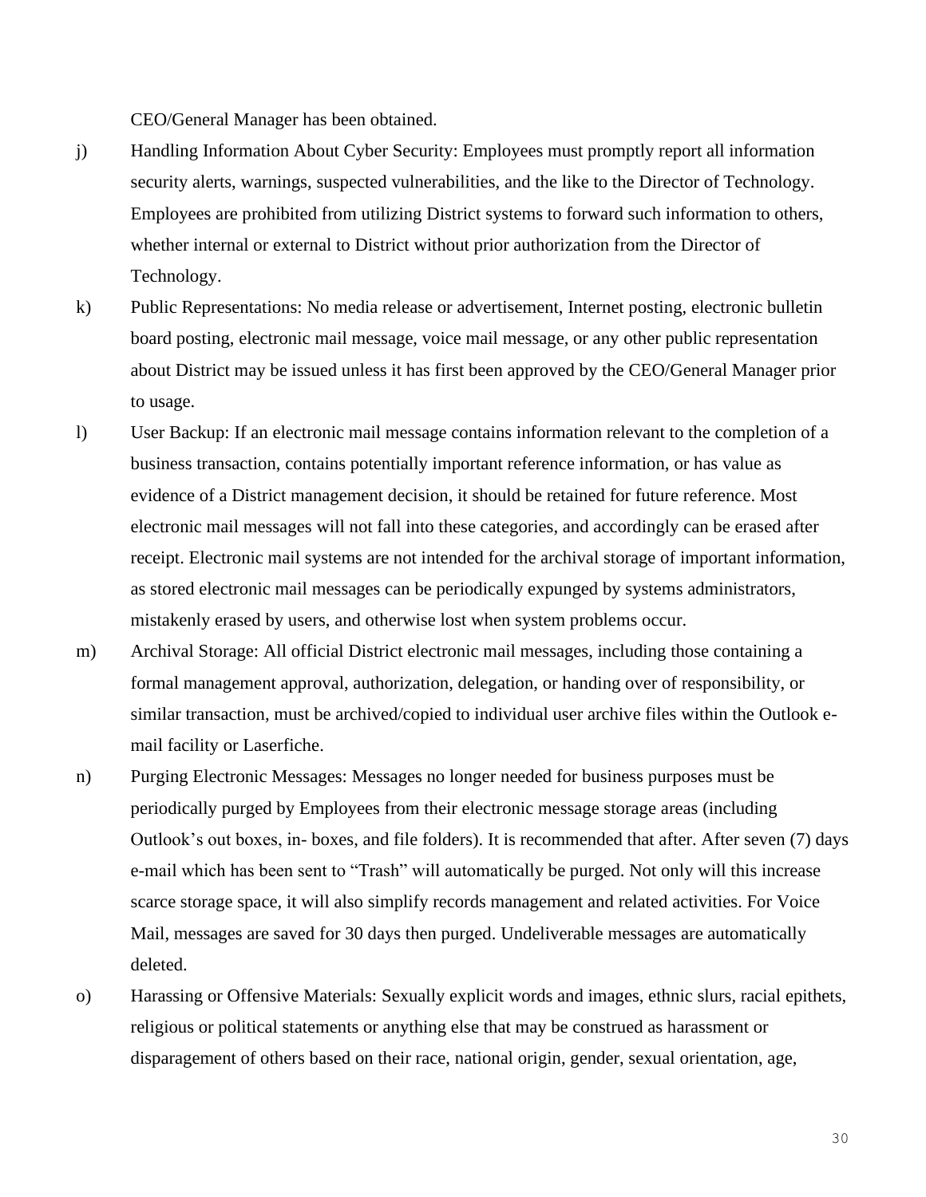CEO/General Manager has been obtained.

j) Handling Information About Cyber Security: Employees must promptly report all information security alerts, warnings, suspected vulnerabilities, and the like to the Director of Technology. Employees are prohibited from utilizing District systems to forward such information to others, whether internal or external to District without prior authorization from the Director of Technology.

k) Public Representations: No media release or advertisement, Internet posting, electronic bulletin board posting, electronic mail message, voice mail message, or any other public representation about District may be issued unless it has first been approved by the CEO/General Manager prior to usage.

l) User Backup: If an electronic mail message contains information relevant to the completion of a business transaction, contains potentially important reference information, or has value as evidence of a District management decision, it should be retained for future reference. Most electronic mail messages will not fall into these categories, and accordingly can be erased after receipt. Electronic mail systems are not intended for the archival storage of important information, as stored electronic mail messages can be periodically expunged by systems administrators, mistakenly erased by users, and otherwise lost when system problems occur.

m) Archival Storage: All official District electronic mail messages, including those containing a formal management approval, authorization, delegation, or handing over of responsibility, or similar transaction, must be archived/copied to individual user archive files within the Outlook e-mail facility or Laserfiche.

n) Purging Electronic Messages: Messages no longer needed for business purposes must be periodically purged by Employees from their electronic message storage areas (including Outlook's out boxes, in- boxes, and file folders). It is recommended that after. After seven (7) days e-mail which has been sent to "Trash" will automatically be purged. Not only will this increase scarce storage space, it will also simplify records management and related activities. For Voice Mail, messages are saved for 30 days then purged. Undeliverable messages are automatically deleted.

o) Harassing or Offensive Materials: Sexually explicit words and images, ethnic slurs, racial epithets, religious or political statements or anything else that may be construed as harassment or disparagement of others based on their race, national origin, gender, sexual orientation, age,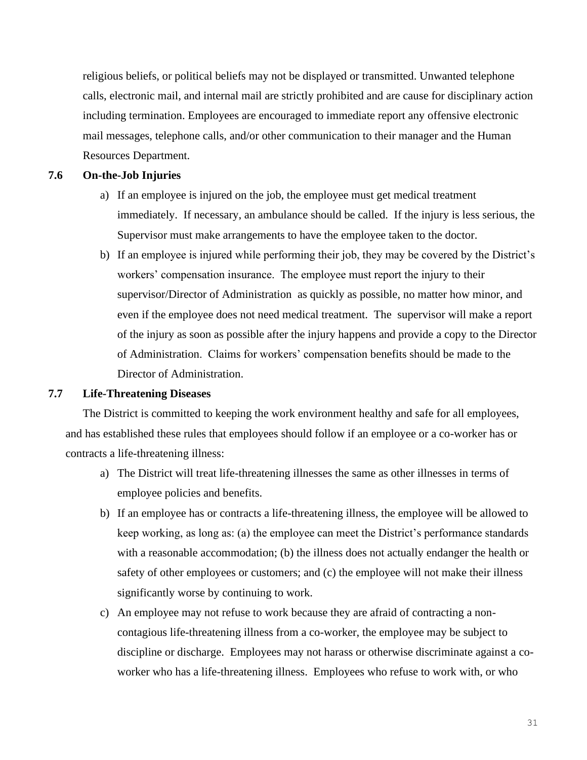religious beliefs, or political beliefs may not be displayed or transmitted. Unwanted telephone calls, electronic mail, and internal mail are strictly prohibited and are cause for disciplinary action including termination. Employees are encouraged to immediate report any offensive electronic mail messages, telephone calls, and/or other communication to their manager and the Human Resources Department.

**7.6 On-the-Job Injuries**

a) If an employee is injured on the job, the employee must get medical treatment immediately. If necessary, an ambulance should be called. If the injury is less serious, the Supervisor must make arrangements to have the employee taken to the doctor.

b) If an employee is injured while performing their job, they may be covered by the District's workers' compensation insurance. The employee must report the injury to their supervisor/Director of Administration as quickly as possible, no matter how minor, and even if the employee does not need medical treatment. The supervisor will make a report of the injury as soon as possible after the injury happens and provide a copy to the Director of Administration. Claims for workers' compensation benefits should be made to the Director of Administration.

**7.7 Life-Threatening Diseases**

The District is committed to keeping the work environment healthy and safe for all employees, and has established these rules that employees should follow if an employee or a co-worker has or contracts a life-threatening illness:

a) The District will treat life-threatening illnesses the same as other illnesses in terms of employee policies and benefits.

b) If an employee has or contracts a life-threatening illness, the employee will be allowed to keep working, as long as: (a) the employee can meet the District's performance standards with a reasonable accommodation; (b) the illness does not actually endanger the health or safety of other employees or customers; and (c) the employee will not make their illness significantly worse by continuing to work.

c) An employee may not refuse to work because they are afraid of contracting a non-contagious life-threatening illness from a co-worker, the employee may be subject to discipline or discharge. Employees may not harass or otherwise discriminate against a co-worker who has a life-threatening illness. Employees who refuse to work with, or who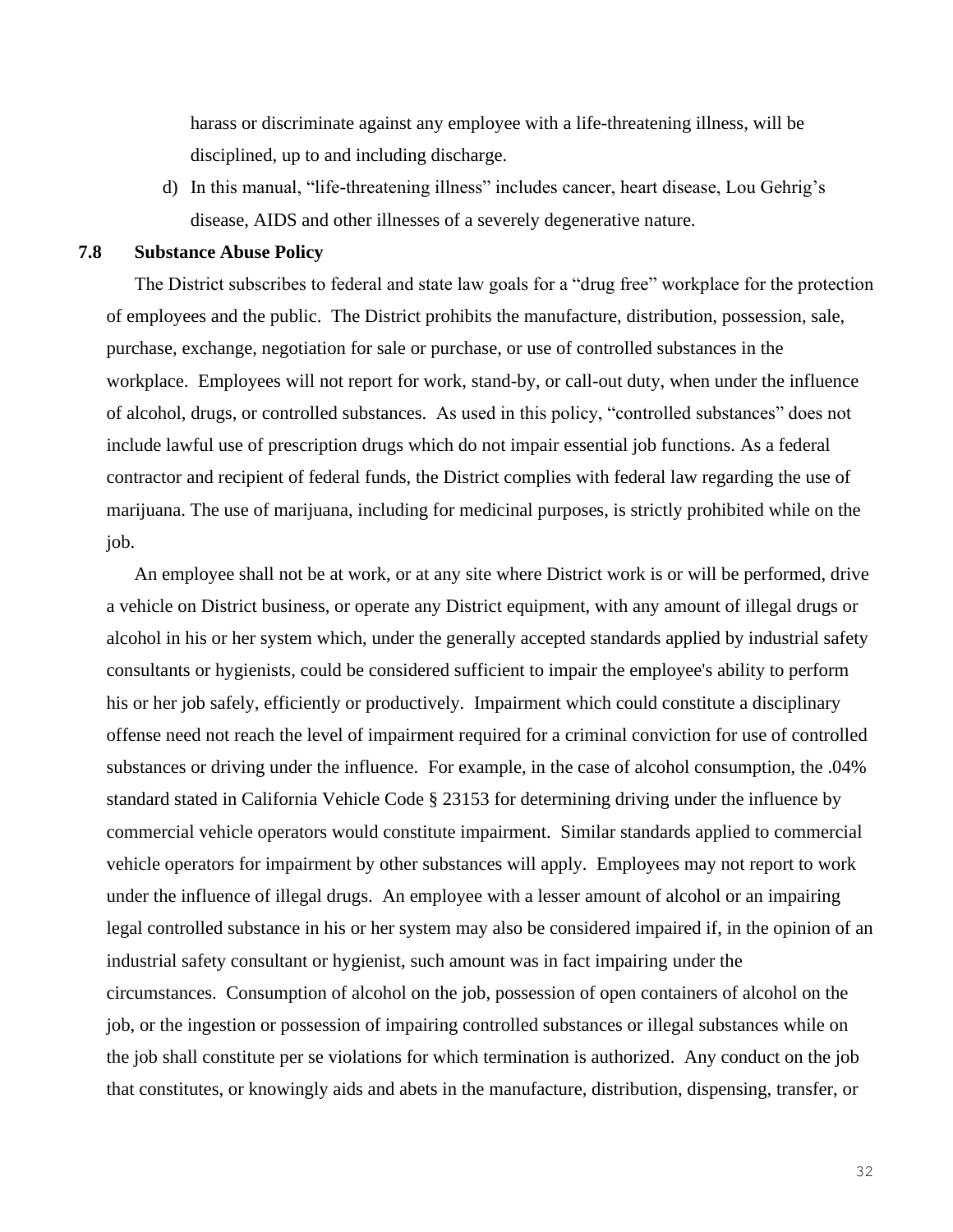harass or discriminate against any employee with a life-threatening illness, will be disciplined, up to and including discharge.

d) In this manual, "life-threatening illness" includes cancer, heart disease, Lou Gehrig's disease, AIDS and other illnesses of a severely degenerative nature.

### 7.8 Substance Abuse Policy

The District subscribes to federal and state law goals for a "drug free" workplace for the protection of employees and the public. The District prohibits the manufacture, distribution, possession, sale, purchase, exchange, negotiation for sale or purchase, or use of controlled substances in the workplace. Employees will not report for work, stand-by, or call-out duty, when under the influence of alcohol, drugs, or controlled substances. As used in this policy, "controlled substances" does not include lawful use of prescription drugs which do not impair essential job functions. As a federal contractor and recipient of federal funds, the District complies with federal law regarding the use of marijuana. The use of marijuana, including for medicinal purposes, is strictly prohibited while on the job.

An employee shall not be at work, or at any site where District work is or will be performed, drive a vehicle on District business, or operate any District equipment, with any amount of illegal drugs or alcohol in his or her system which, under the generally accepted standards applied by industrial safety consultants or hygienists, could be considered sufficient to impair the employee's ability to perform his or her job safely, efficiently or productively. Impairment which could constitute a disciplinary offense need not reach the level of impairment required for a criminal conviction for use of controlled substances or driving under the influence. For example, in the case of alcohol consumption, the .04% standard stated in California Vehicle Code § 23153 for determining driving under the influence by commercial vehicle operators would constitute impairment. Similar standards applied to commercial vehicle operators for impairment by other substances will apply. Employees may not report to work under the influence of illegal drugs. An employee with a lesser amount of alcohol or an impairing legal controlled substance in his or her system may also be considered impaired if, in the opinion of an industrial safety consultant or hygienist, such amount was in fact impairing under the circumstances. Consumption of alcohol on the job, possession of open containers of alcohol on the job, or the ingestion or possession of impairing controlled substances or illegal substances while on the job shall constitute per se violations for which termination is authorized. Any conduct on the job that constitutes, or knowingly aids and abets in the manufacture, distribution, dispensing, transfer, or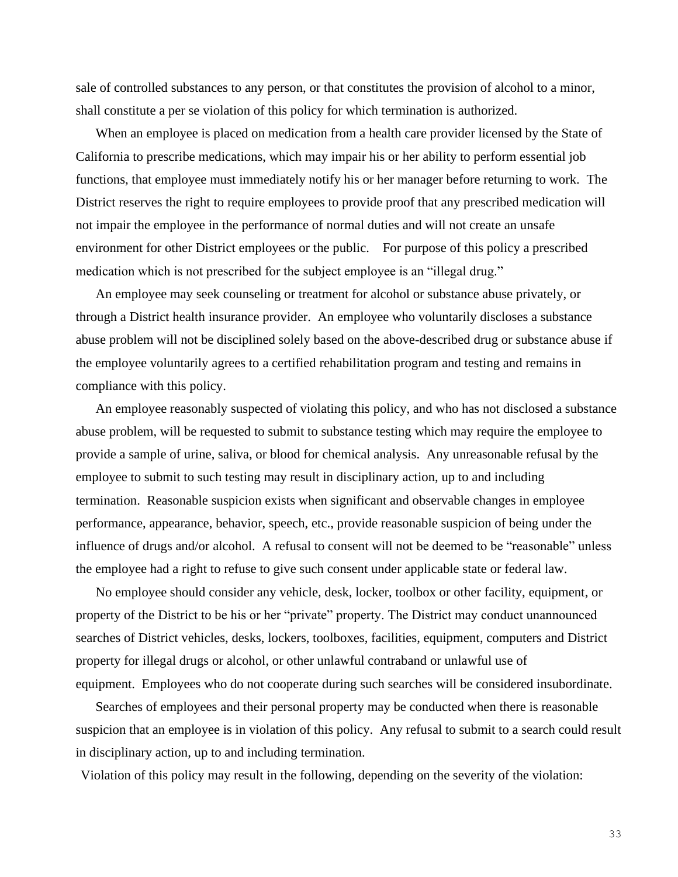sale of controlled substances to any person, or that constitutes the provision of alcohol to a minor, shall constitute a per se violation of this policy for which termination is authorized.

When an employee is placed on medication from a health care provider licensed by the State of California to prescribe medications, which may impair his or her ability to perform essential job functions, that employee must immediately notify his or her manager before returning to work. The District reserves the right to require employees to provide proof that any prescribed medication will not impair the employee in the performance of normal duties and will not create an unsafe environment for other District employees or the public. For purpose of this policy a prescribed medication which is not prescribed for the subject employee is an "illegal drug."

An employee may seek counseling or treatment for alcohol or substance abuse privately, or through a District health insurance provider. An employee who voluntarily discloses a substance abuse problem will not be disciplined solely based on the above-described drug or substance abuse if the employee voluntarily agrees to a certified rehabilitation program and testing and remains in compliance with this policy.

An employee reasonably suspected of violating this policy, and who has not disclosed a substance abuse problem, will be requested to submit to substance testing which may require the employee to provide a sample of urine, saliva, or blood for chemical analysis. Any unreasonable refusal by the employee to submit to such testing may result in disciplinary action, up to and including termination. Reasonable suspicion exists when significant and observable changes in employee performance, appearance, behavior, speech, etc., provide reasonable suspicion of being under the influence of drugs and/or alcohol. A refusal to consent will not be deemed to be "reasonable" unless the employee had a right to refuse to give such consent under applicable state or federal law.

No employee should consider any vehicle, desk, locker, toolbox or other facility, equipment, or property of the District to be his or her "private" property. The District may conduct unannounced searches of District vehicles, desks, lockers, toolboxes, facilities, equipment, computers and District property for illegal drugs or alcohol, or other unlawful contraband or unlawful use of equipment. Employees who do not cooperate during such searches will be considered insubordinate.

Searches of employees and their personal property may be conducted when there is reasonable suspicion that an employee is in violation of this policy. Any refusal to submit to a search could result in disciplinary action, up to and including termination.

Violation of this policy may result in the following, depending on the severity of the violation: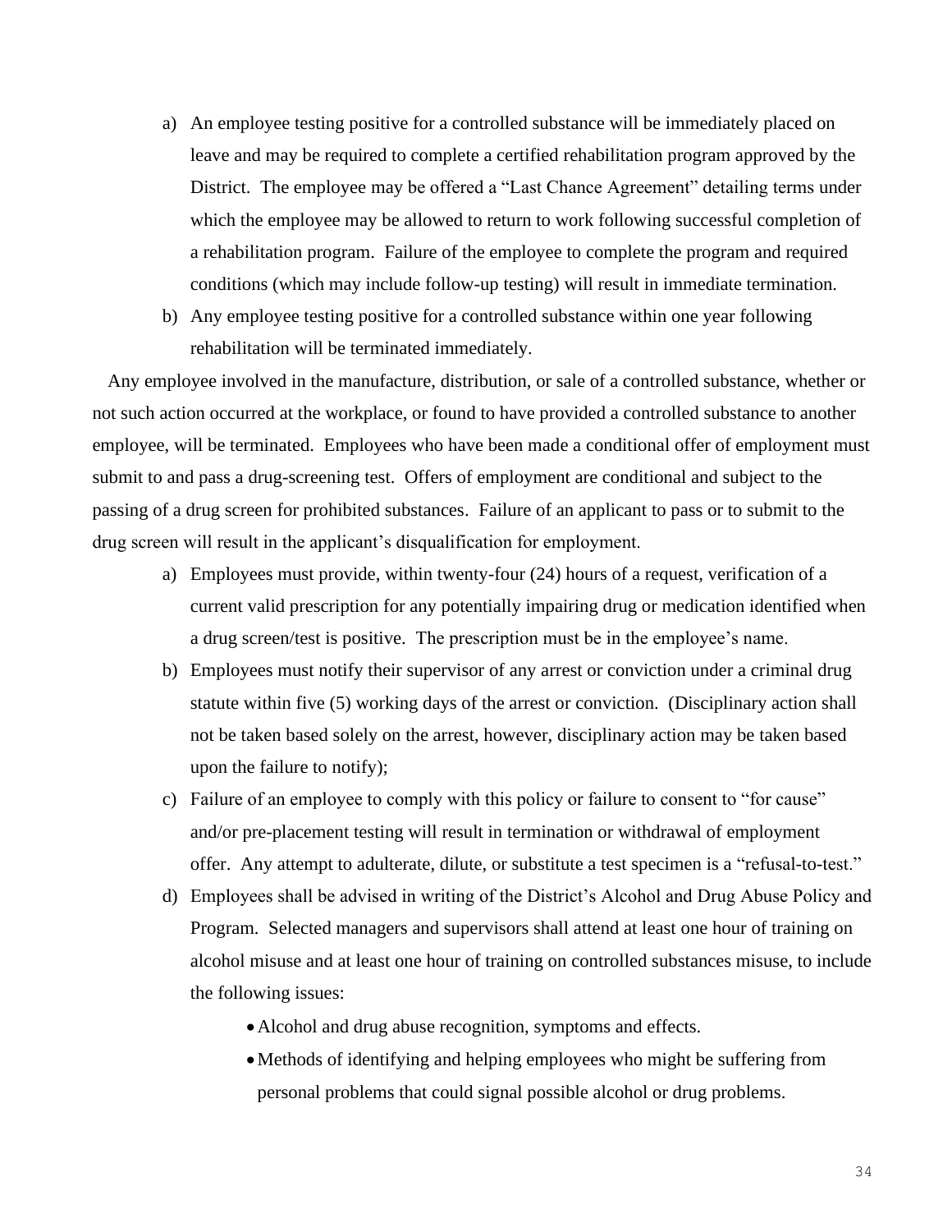a) An employee testing positive for a controlled substance will be immediately placed on leave and may be required to complete a certified rehabilitation program approved by the District. The employee may be offered a "Last Chance Agreement" detailing terms under which the employee may be allowed to return to work following successful completion of a rehabilitation program. Failure of the employee to complete the program and required conditions (which may include follow-up testing) will result in immediate termination.

b) Any employee testing positive for a controlled substance within one year following rehabilitation will be terminated immediately.

Any employee involved in the manufacture, distribution, or sale of a controlled substance, whether or not such action occurred at the workplace, or found to have provided a controlled substance to another employee, will be terminated. Employees who have been made a conditional offer of employment must submit to and pass a drug-screening test. Offers of employment are conditional and subject to the passing of a drug screen for prohibited substances. Failure of an applicant to pass or to submit to the drug screen will result in the applicant's disqualification for employment.

a) Employees must provide, within twenty-four (24) hours of a request, verification of a current valid prescription for any potentially impairing drug or medication identified when a drug screen/test is positive. The prescription must be in the employee's name.

b) Employees must notify their supervisor of any arrest or conviction under a criminal drug statute within five (5) working days of the arrest or conviction. (Disciplinary action shall not be taken based solely on the arrest, however, disciplinary action may be taken based upon the failure to notify);

c) Failure of an employee to comply with this policy or failure to consent to "for cause" and/or pre-placement testing will result in termination or withdrawal of employment offer. Any attempt to adulterate, dilute, or substitute a test specimen is a "refusal-to-test."

d) Employees shall be advised in writing of the District's Alcohol and Drug Abuse Policy and Program. Selected managers and supervisors shall attend at least one hour of training on alcohol misuse and at least one hour of training on controlled substances misuse, to include the following issues:

   - Alcohol and drug abuse recognition, symptoms and effects.
   - Methods of identifying and helping employees who might be suffering from personal problems that could signal possible alcohol or drug problems.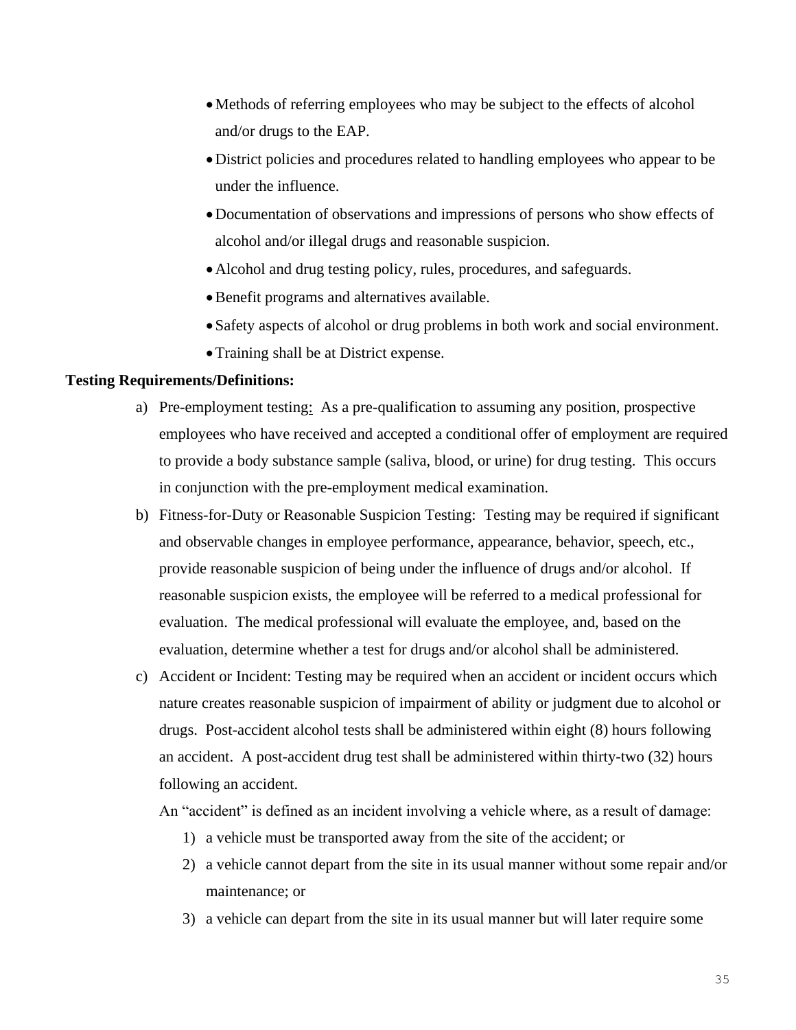- Methods of referring employees who may be subject to the effects of alcohol and/or drugs to the EAP.
- District policies and procedures related to handling employees who appear to be under the influence.
- Documentation of observations and impressions of persons who show effects of alcohol and/or illegal drugs and reasonable suspicion.
- Alcohol and drug testing policy, rules, procedures, and safeguards.
- Benefit programs and alternatives available.
- Safety aspects of alcohol or drug problems in both work and social environment.
- Training shall be at District expense.

**Testing Requirements/Definitions:**

a) Pre-employment testing: As a pre-qualification to assuming any position, prospective employees who have received and accepted a conditional offer of employment are required to provide a body substance sample (saliva, blood, or urine) for drug testing. This occurs in conjunction with the pre-employment medical examination.

b) Fitness-for-Duty or Reasonable Suspicion Testing: Testing may be required if significant and observable changes in employee performance, appearance, behavior, speech, etc., provide reasonable suspicion of being under the influence of drugs and/or alcohol. If reasonable suspicion exists, the employee will be referred to a medical professional for evaluation. The medical professional will evaluate the employee, and, based on the evaluation, determine whether a test for drugs and/or alcohol shall be administered.

c) Accident or Incident: Testing may be required when an accident or incident occurs which nature creates reasonable suspicion of impairment of ability or judgment due to alcohol or drugs. Post-accident alcohol tests shall be administered within eight (8) hours following an accident. A post-accident drug test shall be administered within thirty-two (32) hours following an accident.

   An "accident" is defined as an incident involving a vehicle where, as a result of damage:

   1) a vehicle must be transported away from the site of the accident; or
   2) a vehicle cannot depart from the site in its usual manner without some repair and/or maintenance; or
   3) a vehicle can depart from the site in its usual manner but will later require some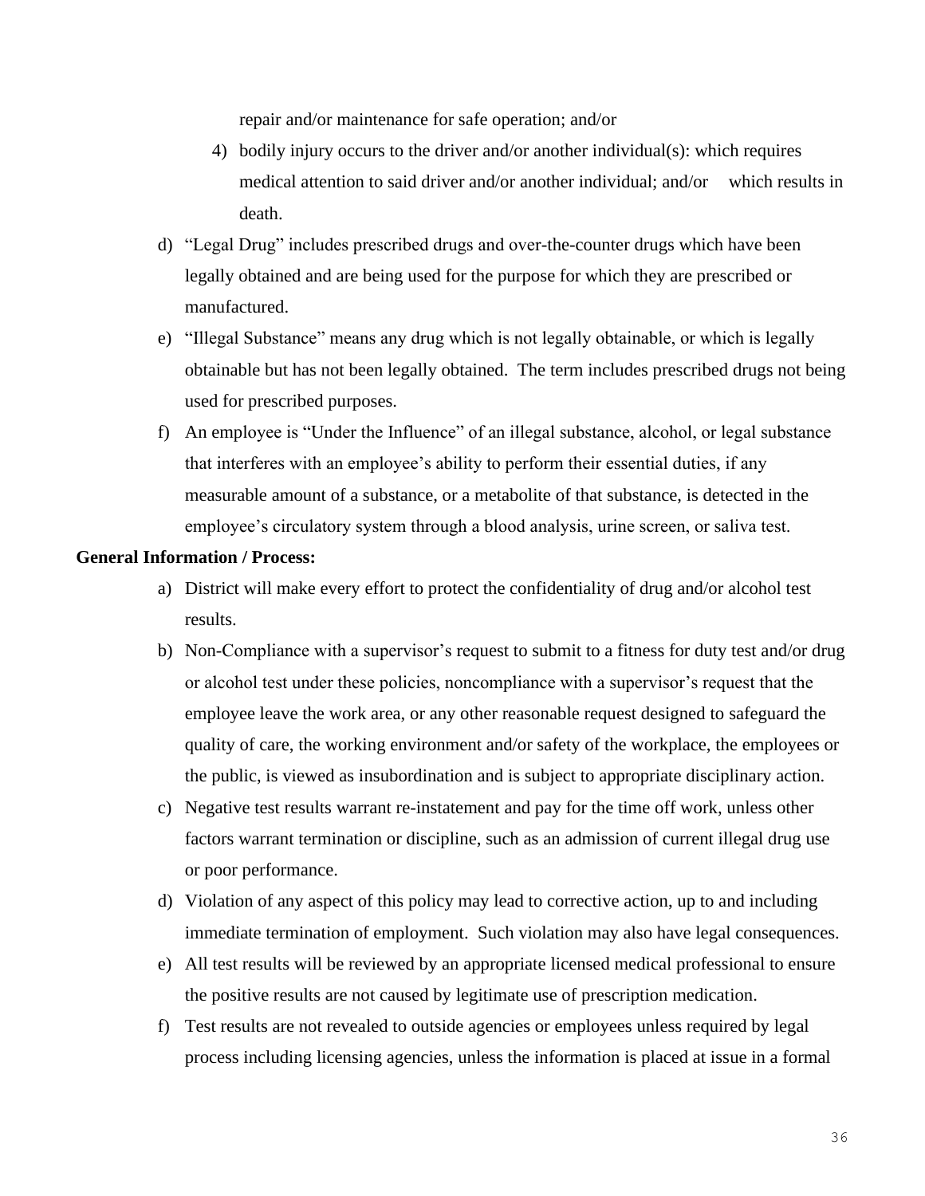repair and/or maintenance for safe operation; and/or

4) bodily injury occurs to the driver and/or another individual(s): which requires medical attention to said driver and/or another individual; and/or which results in death.

d) "Legal Drug" includes prescribed drugs and over-the-counter drugs which have been legally obtained and are being used for the purpose for which they are prescribed or manufactured.

e) "Illegal Substance" means any drug which is not legally obtainable, or which is legally obtainable but has not been legally obtained. The term includes prescribed drugs not being used for prescribed purposes.

f) An employee is "Under the Influence" of an illegal substance, alcohol, or legal substance that interferes with an employee's ability to perform their essential duties, if any measurable amount of a substance, or a metabolite of that substance, is detected in the employee's circulatory system through a blood analysis, urine screen, or saliva test.

**General Information / Process:**

a) District will make every effort to protect the confidentiality of drug and/or alcohol test results.

b) Non-Compliance with a supervisor's request to submit to a fitness for duty test and/or drug or alcohol test under these policies, noncompliance with a supervisor's request that the employee leave the work area, or any other reasonable request designed to safeguard the quality of care, the working environment and/or safety of the workplace, the employees or the public, is viewed as insubordination and is subject to appropriate disciplinary action.

c) Negative test results warrant re-instatement and pay for the time off work, unless other factors warrant termination or discipline, such as an admission of current illegal drug use or poor performance.

d) Violation of any aspect of this policy may lead to corrective action, up to and including immediate termination of employment. Such violation may also have legal consequences.

e) All test results will be reviewed by an appropriate licensed medical professional to ensure the positive results are not caused by legitimate use of prescription medication.

f) Test results are not revealed to outside agencies or employees unless required by legal process including licensing agencies, unless the information is placed at issue in a formal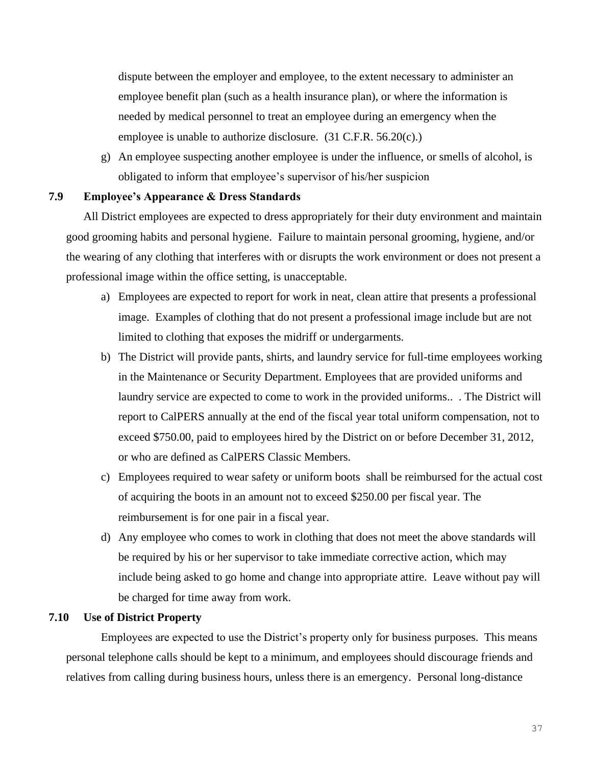dispute between the employer and employee, to the extent necessary to administer an employee benefit plan (such as a health insurance plan), or where the information is needed by medical personnel to treat an employee during an emergency when the employee is unable to authorize disclosure. (31 C.F.R. 56.20(c).)

g) An employee suspecting another employee is under the influence, or smells of alcohol, is obligated to inform that employee's supervisor of his/her suspicion

### 7.9 Employee's Appearance & Dress Standards

All District employees are expected to dress appropriately for their duty environment and maintain good grooming habits and personal hygiene. Failure to maintain personal grooming, hygiene, and/or the wearing of any clothing that interferes with or disrupts the work environment or does not present a professional image within the office setting, is unacceptable.

a) Employees are expected to report for work in neat, clean attire that presents a professional image. Examples of clothing that do not present a professional image include but are not limited to clothing that exposes the midriff or undergarments.

b) The District will provide pants, shirts, and laundry service for full-time employees working in the Maintenance or Security Department. Employees that are provided uniforms and laundry service are expected to come to work in the provided uniforms.. . The District will report to CalPERS annually at the end of the fiscal year total uniform compensation, not to exceed $750.00, paid to employees hired by the District on or before December 31, 2012, or who are defined as CalPERS Classic Members.

c) Employees required to wear safety or uniform boots shall be reimbursed for the actual cost of acquiring the boots in an amount not to exceed $250.00 per fiscal year. The reimbursement is for one pair in a fiscal year.

d) Any employee who comes to work in clothing that does not meet the above standards will be required by his or her supervisor to take immediate corrective action, which may include being asked to go home and change into appropriate attire. Leave without pay will be charged for time away from work.

### 7.10 Use of District Property

Employees are expected to use the District's property only for business purposes. This means personal telephone calls should be kept to a minimum, and employees should discourage friends and relatives from calling during business hours, unless there is an emergency. Personal long-distance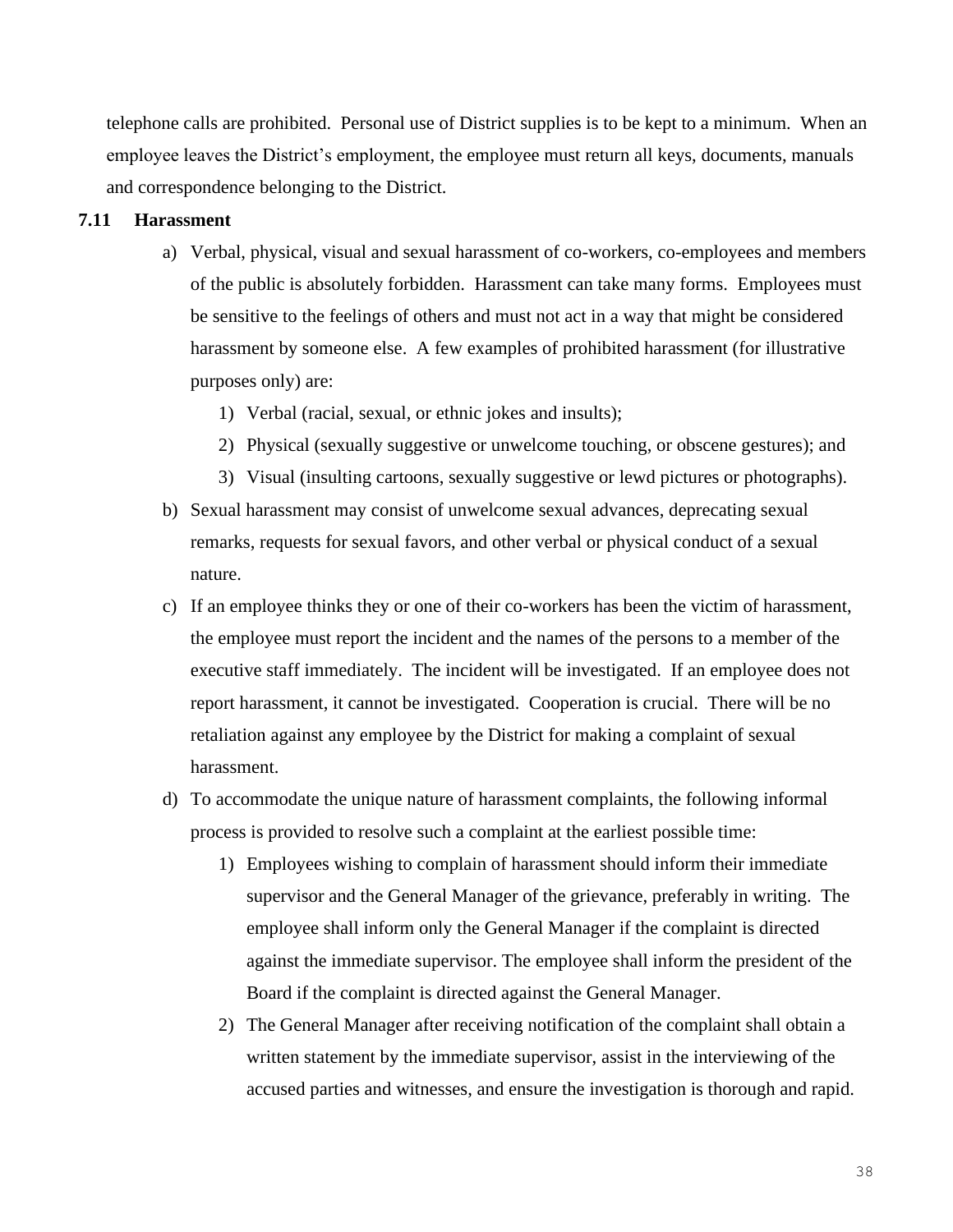telephone calls are prohibited. Personal use of District supplies is to be kept to a minimum. When an employee leaves the District's employment, the employee must return all keys, documents, manuals and correspondence belonging to the District.

**7.11 Harassment**

a) Verbal, physical, visual and sexual harassment of co-workers, co-employees and members of the public is absolutely forbidden. Harassment can take many forms. Employees must be sensitive to the feelings of others and must not act in a way that might be considered harassment by someone else. A few examples of prohibited harassment (for illustrative purposes only) are:

   1) Verbal (racial, sexual, or ethnic jokes and insults);
   2) Physical (sexually suggestive or unwelcome touching, or obscene gestures); and
   3) Visual (insulting cartoons, sexually suggestive or lewd pictures or photographs).

b) Sexual harassment may consist of unwelcome sexual advances, deprecating sexual remarks, requests for sexual favors, and other verbal or physical conduct of a sexual nature.

c) If an employee thinks they or one of their co-workers has been the victim of harassment, the employee must report the incident and the names of the persons to a member of the executive staff immediately. The incident will be investigated. If an employee does not report harassment, it cannot be investigated. Cooperation is crucial. There will be no retaliation against any employee by the District for making a complaint of sexual harassment.

d) To accommodate the unique nature of harassment complaints, the following informal process is provided to resolve such a complaint at the earliest possible time:

   1) Employees wishing to complain of harassment should inform their immediate supervisor and the General Manager of the grievance, preferably in writing. The employee shall inform only the General Manager if the complaint is directed against the immediate supervisor. The employee shall inform the president of the Board if the complaint is directed against the General Manager.
   2) The General Manager after receiving notification of the complaint shall obtain a written statement by the immediate supervisor, assist in the interviewing of the accused parties and witnesses, and ensure the investigation is thorough and rapid.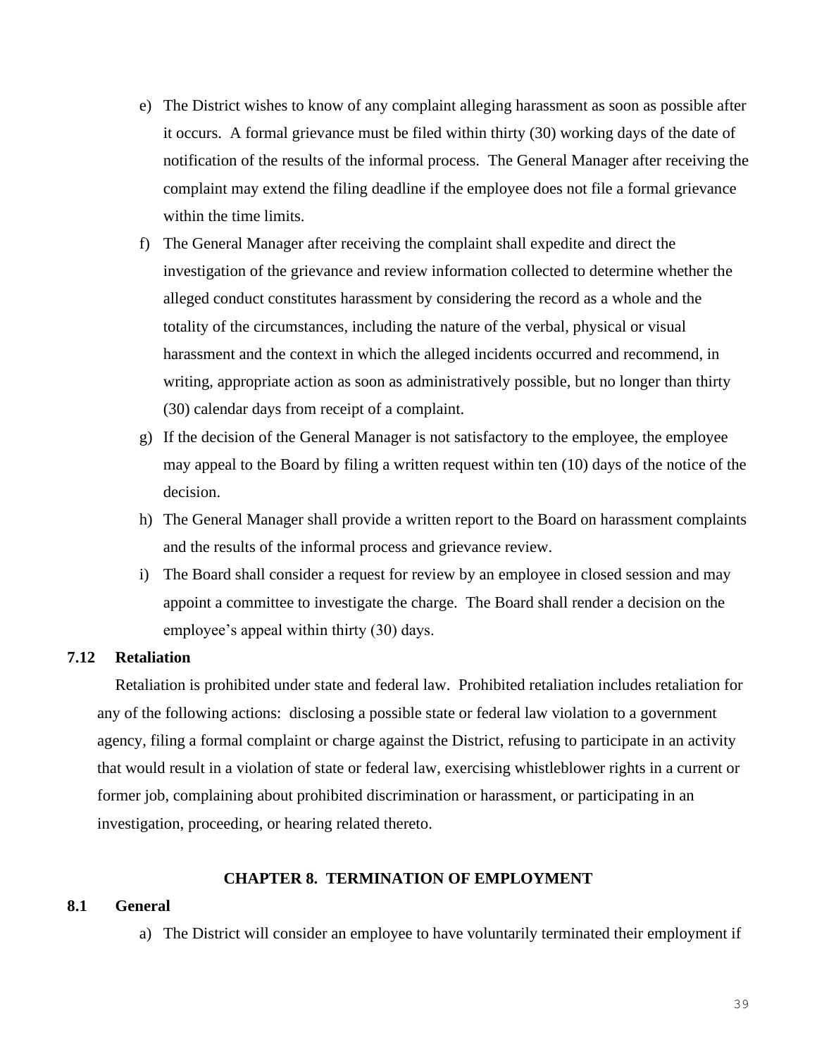e) The District wishes to know of any complaint alleging harassment as soon as possible after it occurs. A formal grievance must be filed within thirty (30) working days of the date of notification of the results of the informal process. The General Manager after receiving the complaint may extend the filing deadline if the employee does not file a formal grievance within the time limits.

f) The General Manager after receiving the complaint shall expedite and direct the investigation of the grievance and review information collected to determine whether the alleged conduct constitutes harassment by considering the record as a whole and the totality of the circumstances, including the nature of the verbal, physical or visual harassment and the context in which the alleged incidents occurred and recommend, in writing, appropriate action as soon as administratively possible, but no longer than thirty (30) calendar days from receipt of a complaint.

g) If the decision of the General Manager is not satisfactory to the employee, the employee may appeal to the Board by filing a written request within ten (10) days of the notice of the decision.

h) The General Manager shall provide a written report to the Board on harassment complaints and the results of the informal process and grievance review.

i) The Board shall consider a request for review by an employee in closed session and may appoint a committee to investigate the charge. The Board shall render a decision on the employee's appeal within thirty (30) days.

### 7.12 Retaliation

Retaliation is prohibited under state and federal law. Prohibited retaliation includes retaliation for any of the following actions: disclosing a possible state or federal law violation to a government agency, filing a formal complaint or charge against the District, refusing to participate in an activity that would result in a violation of state or federal law, exercising whistleblower rights in a current or former job, complaining about prohibited discrimination or harassment, or participating in an investigation, proceeding, or hearing related thereto.

## CHAPTER 8. TERMINATION OF EMPLOYMENT

### 8.1 General

a) The District will consider an employee to have voluntarily terminated their employment if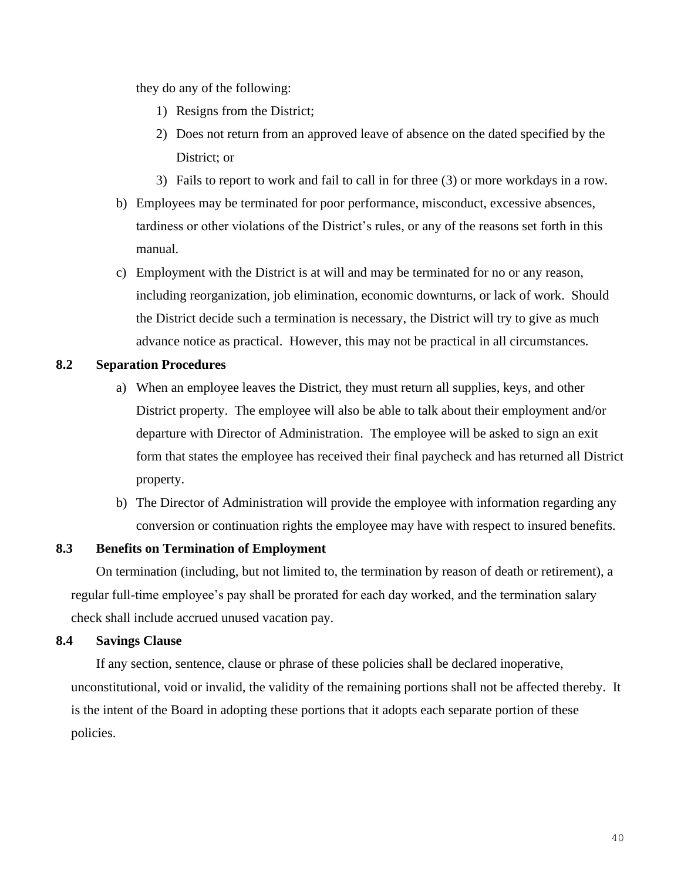they do any of the following:

1) Resigns from the District;
2) Does not return from an approved leave of absence on the dated specified by the District; or
3) Fails to report to work and fail to call in for three (3) or more workdays in a row.

b) Employees may be terminated for poor performance, misconduct, excessive absences, tardiness or other violations of the District's rules, or any of the reasons set forth in this manual.

c) Employment with the District is at will and may be terminated for no or any reason, including reorganization, job elimination, economic downturns, or lack of work. Should the District decide such a termination is necessary, the District will try to give as much advance notice as practical. However, this may not be practical in all circumstances.

### 8.2 Separation Procedures

a) When an employee leaves the District, they must return all supplies, keys, and other District property. The employee will also be able to talk about their employment and/or departure with Director of Administration. The employee will be asked to sign an exit form that states the employee has received their final paycheck and has returned all District property.

b) The Director of Administration will provide the employee with information regarding any conversion or continuation rights the employee may have with respect to insured benefits.

### 8.3 Benefits on Termination of Employment

On termination (including, but not limited to, the termination by reason of death or retirement), a regular full-time employee's pay shall be prorated for each day worked, and the termination salary check shall include accrued unused vacation pay.

### 8.4 Savings Clause

If any section, sentence, clause or phrase of these policies shall be declared inoperative, unconstitutional, void or invalid, the validity of the remaining portions shall not be affected thereby. It is the intent of the Board in adopting these portions that it adopts each separate portion of these policies.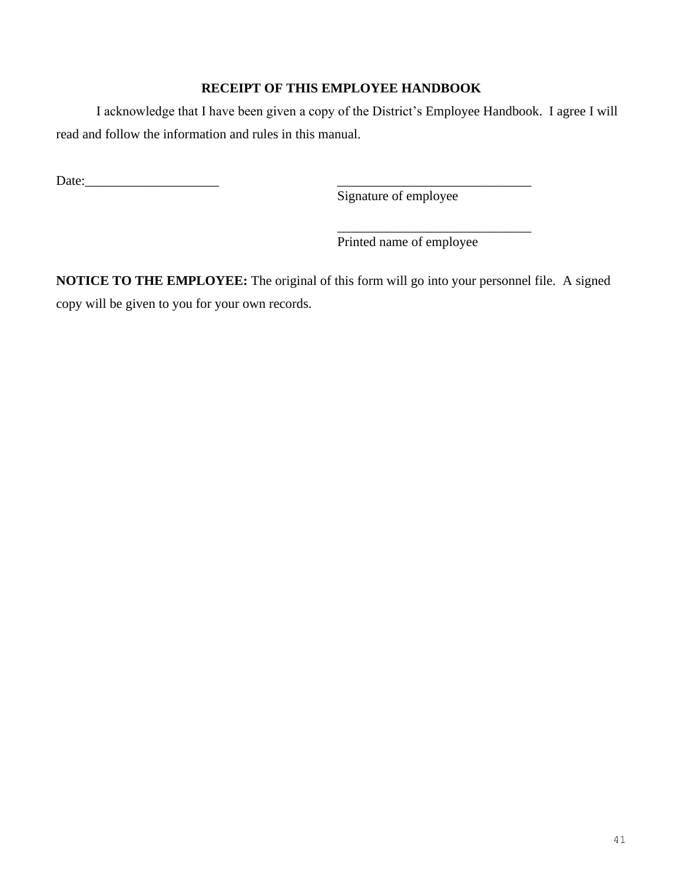## RECEIPT OF THIS EMPLOYEE HANDBOOK

I acknowledge that I have been given a copy of the District's Employee Handbook. I agree I will read and follow the information and rules in this manual.

Date:____________________

______________________________
Signature of employee

______________________________
Printed name of employee

**NOTICE TO THE EMPLOYEE:** The original of this form will go into your personnel file. A signed copy will be given to you for your own records.